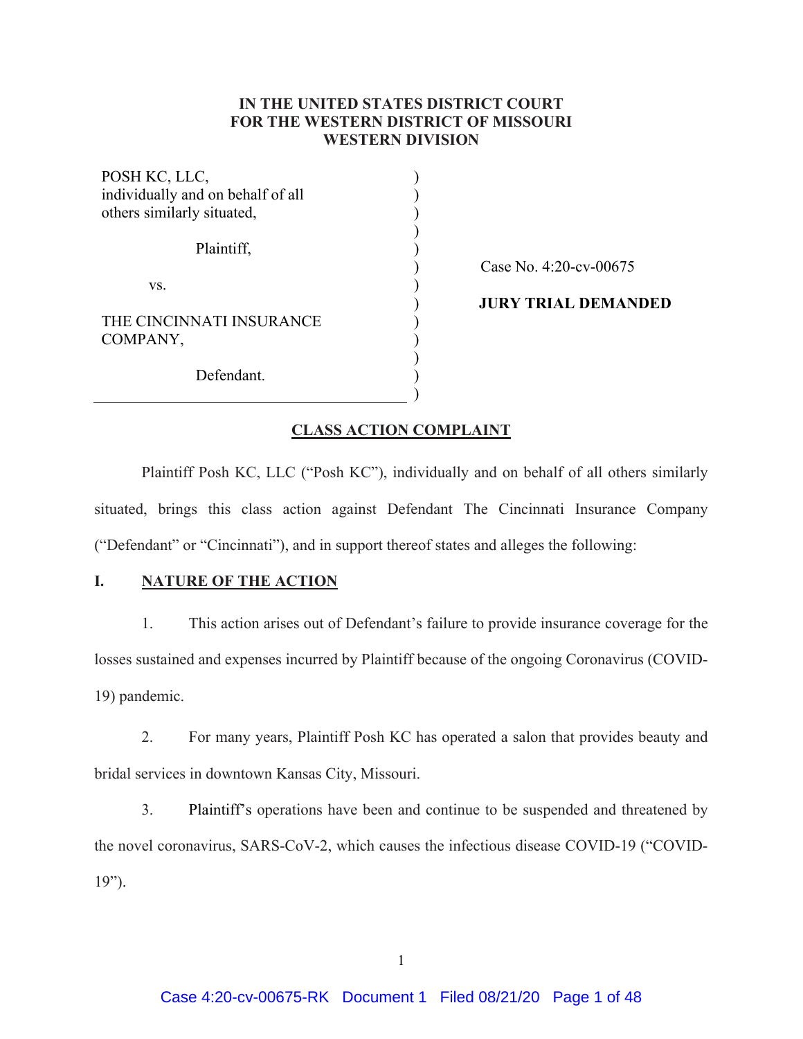**IN THE UNITED STATES DISTRICT COURT**
**FOR THE WESTERN DISTRICT OF MISSOURI**
**WESTERN DIVISION**

| | |
|---|---|
| POSH KC, LLC, individually and on behalf of all others similarly situated, Plaintiff, | Case No. 4:20-cv-00675 |
| vs. | **JURY TRIAL DEMANDED** |
| THE CINCINNATI INSURANCE COMPANY, Defendant. | |

# CLASS ACTION COMPLAINT

Plaintiff Posh KC, LLC ("Posh KC"), individually and on behalf of all others similarly situated, brings this class action against Defendant The Cincinnati Insurance Company ("Defendant" or "Cincinnati"), and in support thereof states and alleges the following:

## I. NATURE OF THE ACTION

1. This action arises out of Defendant's failure to provide insurance coverage for the losses sustained and expenses incurred by Plaintiff because of the ongoing Coronavirus (COVID-19) pandemic.

2. For many years, Plaintiff Posh KC has operated a salon that provides beauty and bridal services in downtown Kansas City, Missouri.

3. Plaintiff's operations have been and continue to be suspended and threatened by the novel coronavirus, SARS-CoV-2, which causes the infectious disease COVID-19 ("COVID-19").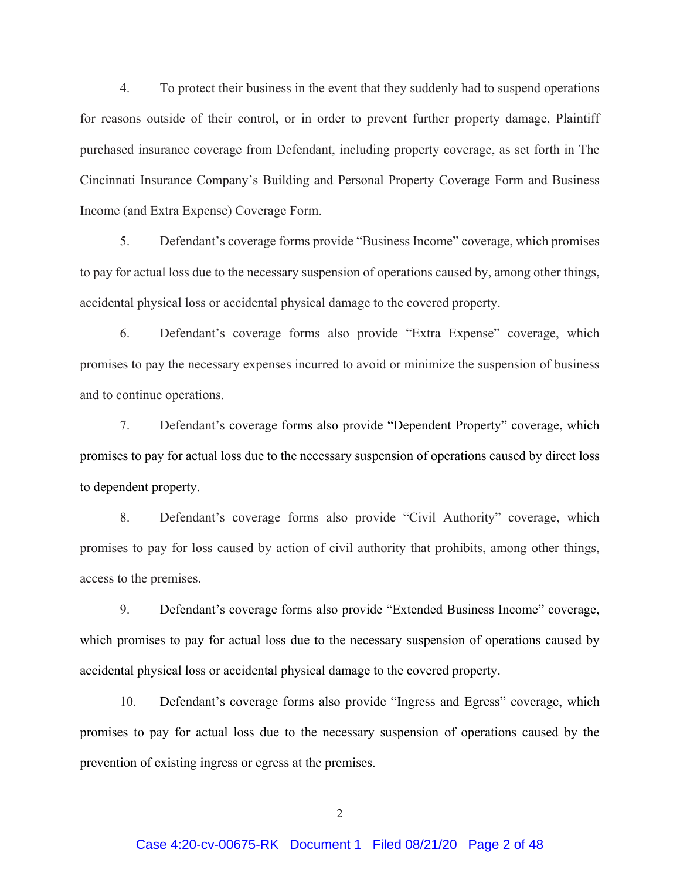4. To protect their business in the event that they suddenly had to suspend operations for reasons outside of their control, or in order to prevent further property damage, Plaintiff purchased insurance coverage from Defendant, including property coverage, as set forth in The Cincinnati Insurance Company's Building and Personal Property Coverage Form and Business Income (and Extra Expense) Coverage Form.

5. Defendant's coverage forms provide "Business Income" coverage, which promises to pay for actual loss due to the necessary suspension of operations caused by, among other things, accidental physical loss or accidental physical damage to the covered property.

6. Defendant's coverage forms also provide "Extra Expense" coverage, which promises to pay the necessary expenses incurred to avoid or minimize the suspension of business and to continue operations.

7. Defendant's coverage forms also provide "Dependent Property" coverage, which promises to pay for actual loss due to the necessary suspension of operations caused by direct loss to dependent property.

8. Defendant's coverage forms also provide "Civil Authority" coverage, which promises to pay for loss caused by action of civil authority that prohibits, among other things, access to the premises.

9. Defendant's coverage forms also provide "Extended Business Income" coverage, which promises to pay for actual loss due to the necessary suspension of operations caused by accidental physical loss or accidental physical damage to the covered property.

10. Defendant's coverage forms also provide "Ingress and Egress" coverage, which promises to pay for actual loss due to the necessary suspension of operations caused by the prevention of existing ingress or egress at the premises.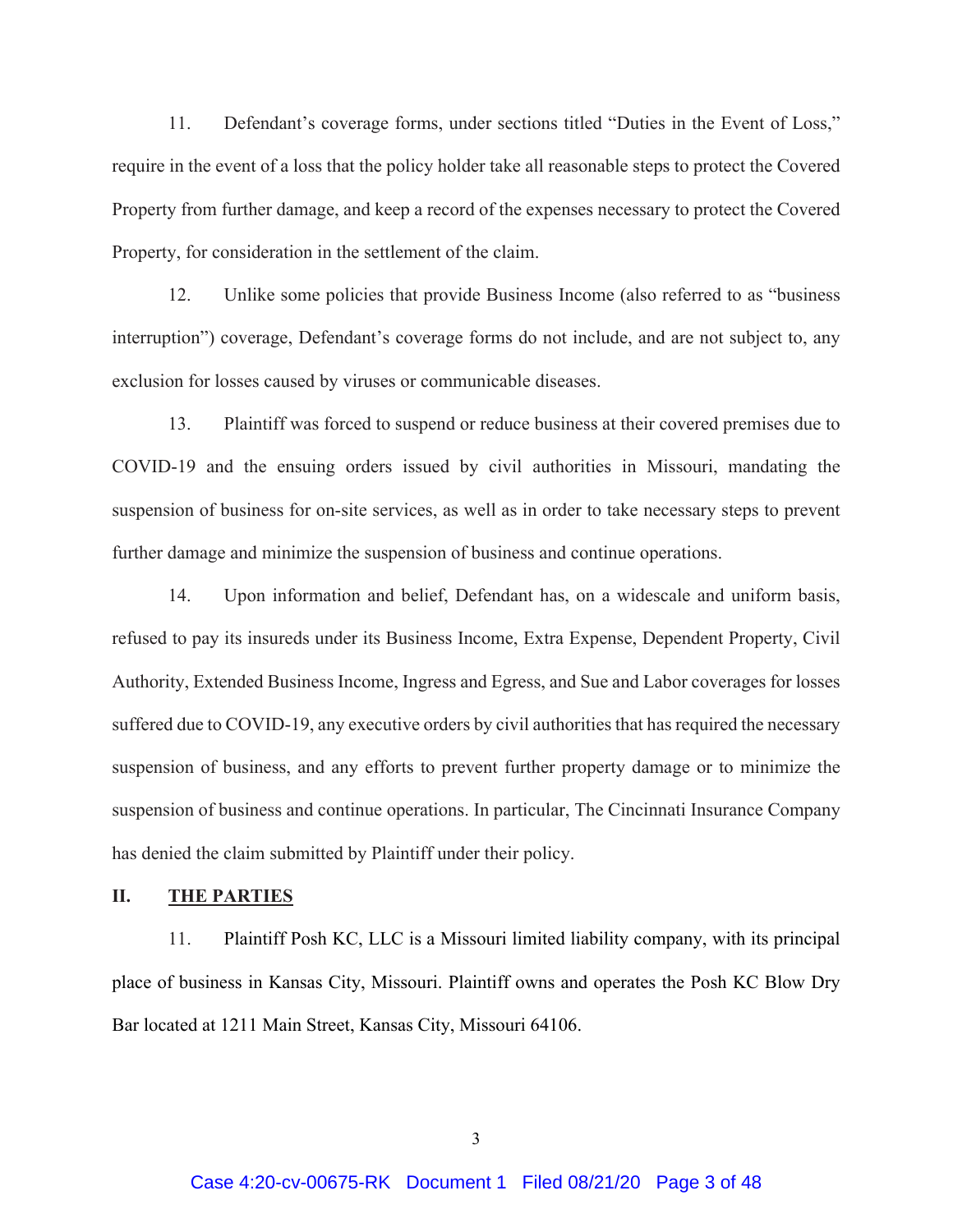11. Defendant's coverage forms, under sections titled "Duties in the Event of Loss," require in the event of a loss that the policy holder take all reasonable steps to protect the Covered Property from further damage, and keep a record of the expenses necessary to protect the Covered Property, for consideration in the settlement of the claim.

12. Unlike some policies that provide Business Income (also referred to as "business interruption") coverage, Defendant's coverage forms do not include, and are not subject to, any exclusion for losses caused by viruses or communicable diseases.

13. Plaintiff was forced to suspend or reduce business at their covered premises due to COVID-19 and the ensuing orders issued by civil authorities in Missouri, mandating the suspension of business for on-site services, as well as in order to take necessary steps to prevent further damage and minimize the suspension of business and continue operations.

14. Upon information and belief, Defendant has, on a widescale and uniform basis, refused to pay its insureds under its Business Income, Extra Expense, Dependent Property, Civil Authority, Extended Business Income, Ingress and Egress, and Sue and Labor coverages for losses suffered due to COVID-19, any executive orders by civil authorities that has required the necessary suspension of business, and any efforts to prevent further property damage or to minimize the suspension of business and continue operations. In particular, The Cincinnati Insurance Company has denied the claim submitted by Plaintiff under their policy.

## II. THE PARTIES

11. Plaintiff Posh KC, LLC is a Missouri limited liability company, with its principal place of business in Kansas City, Missouri. Plaintiff owns and operates the Posh KC Blow Dry Bar located at 1211 Main Street, Kansas City, Missouri 64106.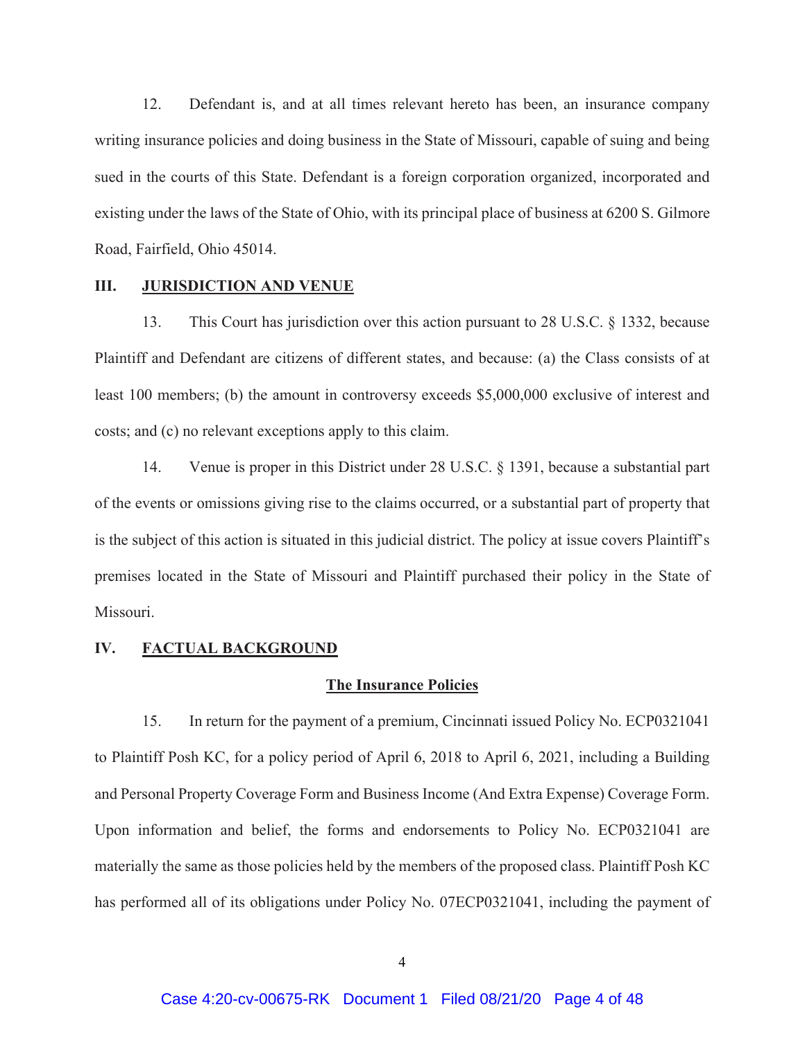12. Defendant is, and at all times relevant hereto has been, an insurance company writing insurance policies and doing business in the State of Missouri, capable of suing and being sued in the courts of this State. Defendant is a foreign corporation organized, incorporated and existing under the laws of the State of Ohio, with its principal place of business at 6200 S. Gilmore Road, Fairfield, Ohio 45014.

## III. JURISDICTION AND VENUE

13. This Court has jurisdiction over this action pursuant to 28 U.S.C. § 1332, because Plaintiff and Defendant are citizens of different states, and because: (a) the Class consists of at least 100 members; (b) the amount in controversy exceeds $5,000,000 exclusive of interest and costs; and (c) no relevant exceptions apply to this claim.

14. Venue is proper in this District under 28 U.S.C. § 1391, because a substantial part of the events or omissions giving rise to the claims occurred, or a substantial part of property that is the subject of this action is situated in this judicial district. The policy at issue covers Plaintiff's premises located in the State of Missouri and Plaintiff purchased their policy in the State of Missouri.

## IV. FACTUAL BACKGROUND

### The Insurance Policies

15. In return for the payment of a premium, Cincinnati issued Policy No. ECP0321041 to Plaintiff Posh KC, for a policy period of April 6, 2018 to April 6, 2021, including a Building and Personal Property Coverage Form and Business Income (And Extra Expense) Coverage Form. Upon information and belief, the forms and endorsements to Policy No. ECP0321041 are materially the same as those policies held by the members of the proposed class. Plaintiff Posh KC has performed all of its obligations under Policy No. 07ECP0321041, including the payment of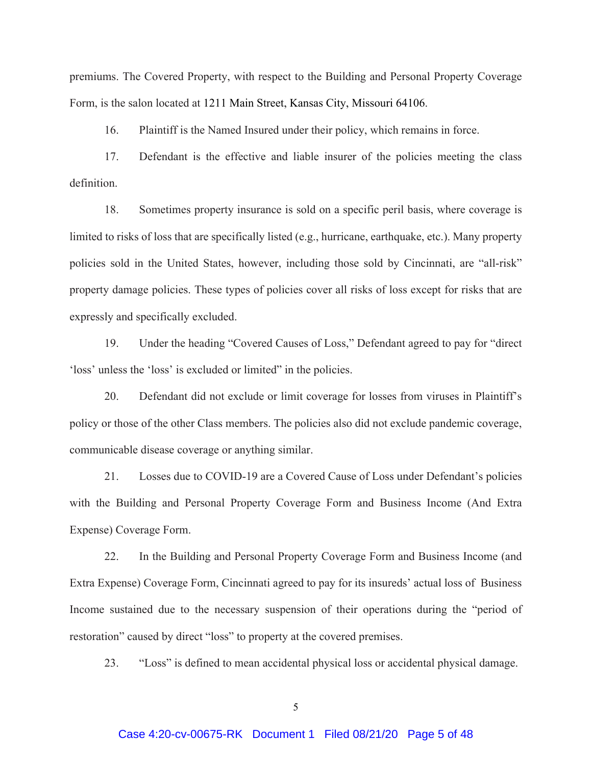premiums. The Covered Property, with respect to the Building and Personal Property Coverage Form, is the salon located at 1211 Main Street, Kansas City, Missouri 64106.

16. Plaintiff is the Named Insured under their policy, which remains in force.

17. Defendant is the effective and liable insurer of the policies meeting the class definition.

18. Sometimes property insurance is sold on a specific peril basis, where coverage is limited to risks of loss that are specifically listed (e.g., hurricane, earthquake, etc.). Many property policies sold in the United States, however, including those sold by Cincinnati, are "all-risk" property damage policies. These types of policies cover all risks of loss except for risks that are expressly and specifically excluded.

19. Under the heading "Covered Causes of Loss," Defendant agreed to pay for "direct 'loss' unless the 'loss' is excluded or limited" in the policies.

20. Defendant did not exclude or limit coverage for losses from viruses in Plaintiff's policy or those of the other Class members. The policies also did not exclude pandemic coverage, communicable disease coverage or anything similar.

21. Losses due to COVID-19 are a Covered Cause of Loss under Defendant's policies with the Building and Personal Property Coverage Form and Business Income (And Extra Expense) Coverage Form.

22. In the Building and Personal Property Coverage Form and Business Income (and Extra Expense) Coverage Form, Cincinnati agreed to pay for its insureds' actual loss of Business Income sustained due to the necessary suspension of their operations during the "period of restoration" caused by direct "loss" to property at the covered premises.

23. "Loss" is defined to mean accidental physical loss or accidental physical damage.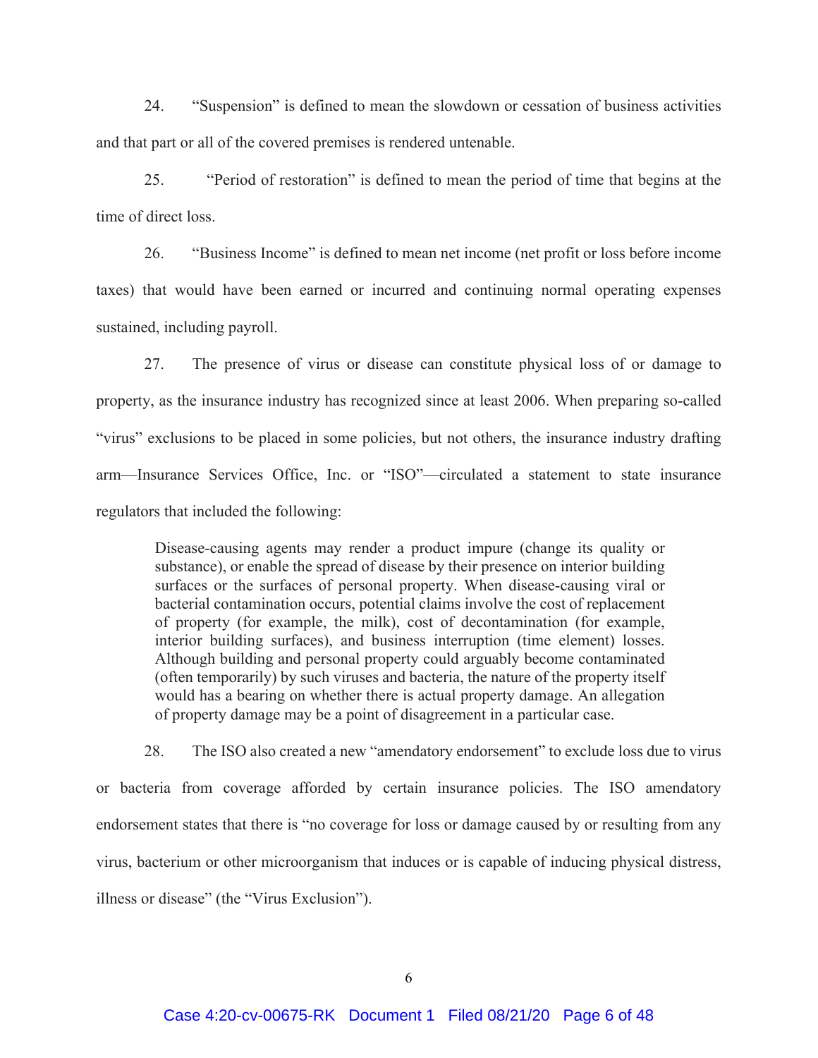24. "Suspension" is defined to mean the slowdown or cessation of business activities and that part or all of the covered premises is rendered untenable.

25. "Period of restoration" is defined to mean the period of time that begins at the time of direct loss.

26. "Business Income" is defined to mean net income (net profit or loss before income taxes) that would have been earned or incurred and continuing normal operating expenses sustained, including payroll.

27. The presence of virus or disease can constitute physical loss of or damage to property, as the insurance industry has recognized since at least 2006. When preparing so-called "virus" exclusions to be placed in some policies, but not others, the insurance industry drafting arm—Insurance Services Office, Inc. or "ISO"—circulated a statement to state insurance regulators that included the following:

> Disease-causing agents may render a product impure (change its quality or substance), or enable the spread of disease by their presence on interior building surfaces or the surfaces of personal property. When disease-causing viral or bacterial contamination occurs, potential claims involve the cost of replacement of property (for example, the milk), cost of decontamination (for example, interior building surfaces), and business interruption (time element) losses. Although building and personal property could arguably become contaminated (often temporarily) by such viruses and bacteria, the nature of the property itself would has a bearing on whether there is actual property damage. An allegation of property damage may be a point of disagreement in a particular case.

28. The ISO also created a new "amendatory endorsement" to exclude loss due to virus or bacteria from coverage afforded by certain insurance policies. The ISO amendatory endorsement states that there is "no coverage for loss or damage caused by or resulting from any virus, bacterium or other microorganism that induces or is capable of inducing physical distress, illness or disease" (the "Virus Exclusion").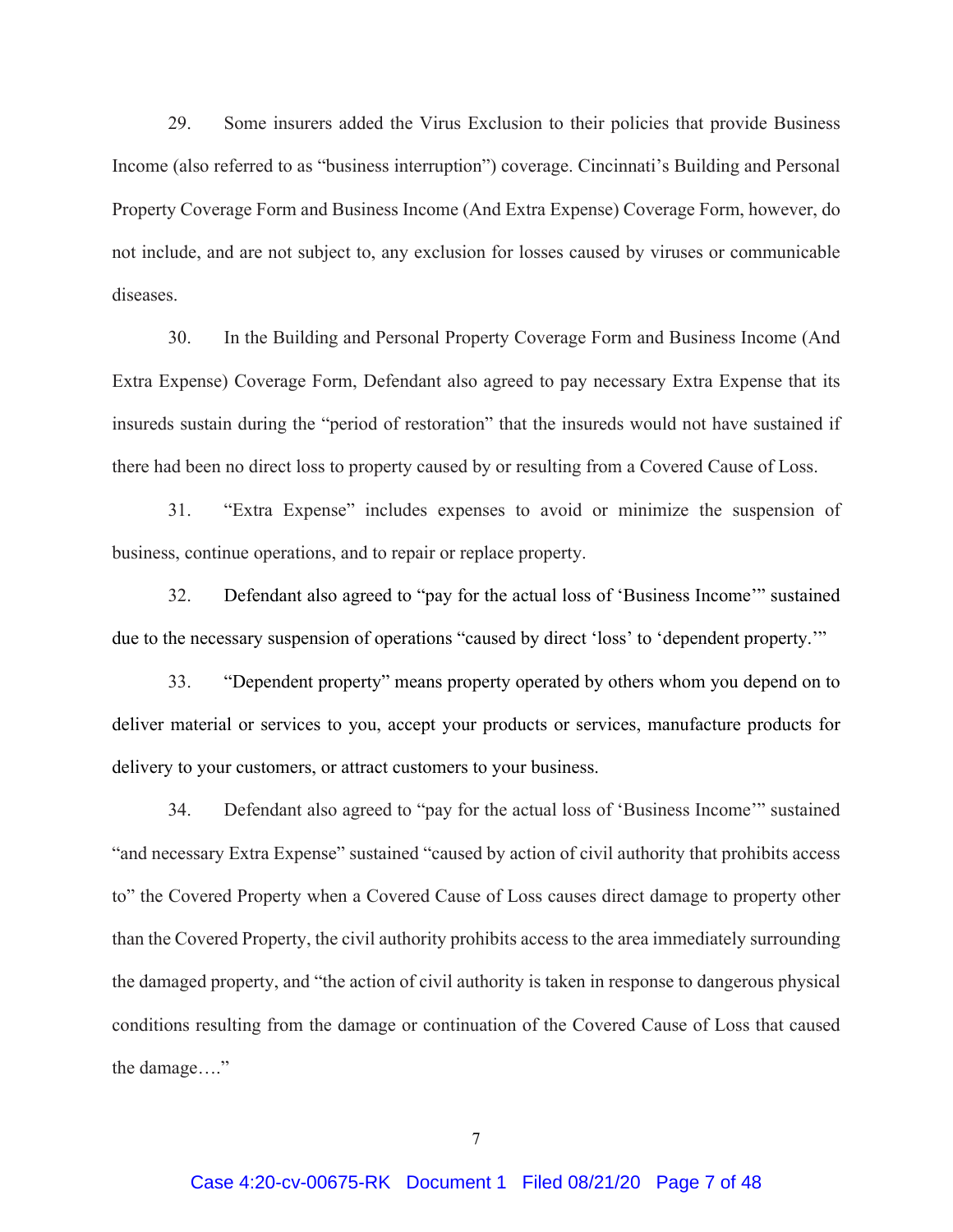29. Some insurers added the Virus Exclusion to their policies that provide Business Income (also referred to as "business interruption") coverage. Cincinnati's Building and Personal Property Coverage Form and Business Income (And Extra Expense) Coverage Form, however, do not include, and are not subject to, any exclusion for losses caused by viruses or communicable diseases.

30. In the Building and Personal Property Coverage Form and Business Income (And Extra Expense) Coverage Form, Defendant also agreed to pay necessary Extra Expense that its insureds sustain during the "period of restoration" that the insureds would not have sustained if there had been no direct loss to property caused by or resulting from a Covered Cause of Loss.

31. "Extra Expense" includes expenses to avoid or minimize the suspension of business, continue operations, and to repair or replace property.

32. Defendant also agreed to "pay for the actual loss of 'Business Income'" sustained due to the necessary suspension of operations "caused by direct 'loss' to 'dependent property.'"

33. "Dependent property" means property operated by others whom you depend on to deliver material or services to you, accept your products or services, manufacture products for delivery to your customers, or attract customers to your business.

34. Defendant also agreed to "pay for the actual loss of 'Business Income'" sustained "and necessary Extra Expense" sustained "caused by action of civil authority that prohibits access to" the Covered Property when a Covered Cause of Loss causes direct damage to property other than the Covered Property, the civil authority prohibits access to the area immediately surrounding the damaged property, and "the action of civil authority is taken in response to dangerous physical conditions resulting from the damage or continuation of the Covered Cause of Loss that caused the damage…."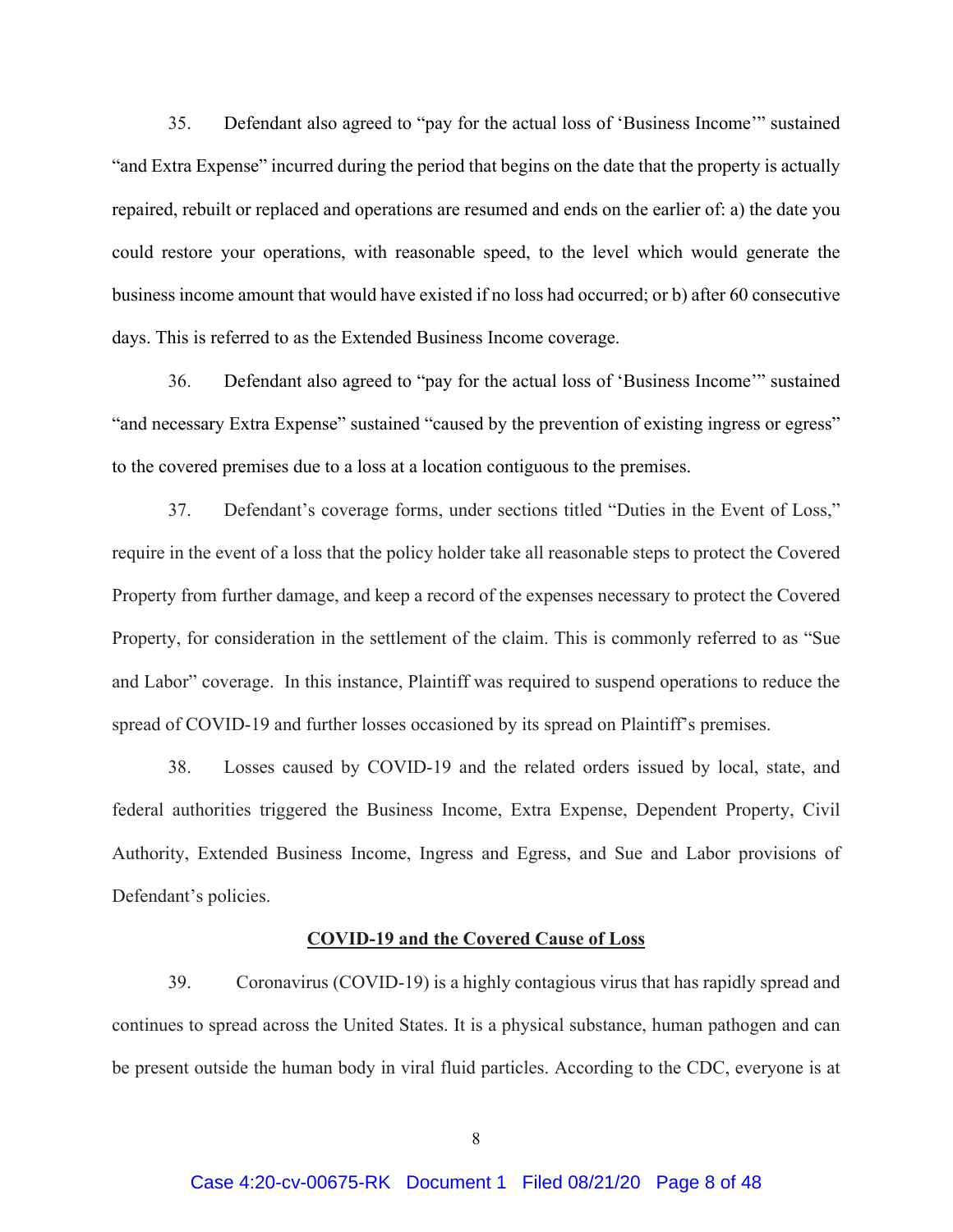35. Defendant also agreed to "pay for the actual loss of 'Business Income'" sustained "and Extra Expense" incurred during the period that begins on the date that the property is actually repaired, rebuilt or replaced and operations are resumed and ends on the earlier of: a) the date you could restore your operations, with reasonable speed, to the level which would generate the business income amount that would have existed if no loss had occurred; or b) after 60 consecutive days. This is referred to as the Extended Business Income coverage.

36. Defendant also agreed to "pay for the actual loss of 'Business Income'" sustained "and necessary Extra Expense" sustained "caused by the prevention of existing ingress or egress" to the covered premises due to a loss at a location contiguous to the premises.

37. Defendant's coverage forms, under sections titled "Duties in the Event of Loss," require in the event of a loss that the policy holder take all reasonable steps to protect the Covered Property from further damage, and keep a record of the expenses necessary to protect the Covered Property, for consideration in the settlement of the claim. This is commonly referred to as "Sue and Labor" coverage. In this instance, Plaintiff was required to suspend operations to reduce the spread of COVID-19 and further losses occasioned by its spread on Plaintiff's premises.

38. Losses caused by COVID-19 and the related orders issued by local, state, and federal authorities triggered the Business Income, Extra Expense, Dependent Property, Civil Authority, Extended Business Income, Ingress and Egress, and Sue and Labor provisions of Defendant's policies.

**<u>COVID-19 and the Covered Cause of Loss</u>**

39. Coronavirus (COVID-19) is a highly contagious virus that has rapidly spread and continues to spread across the United States. It is a physical substance, human pathogen and can be present outside the human body in viral fluid particles. According to the CDC, everyone is at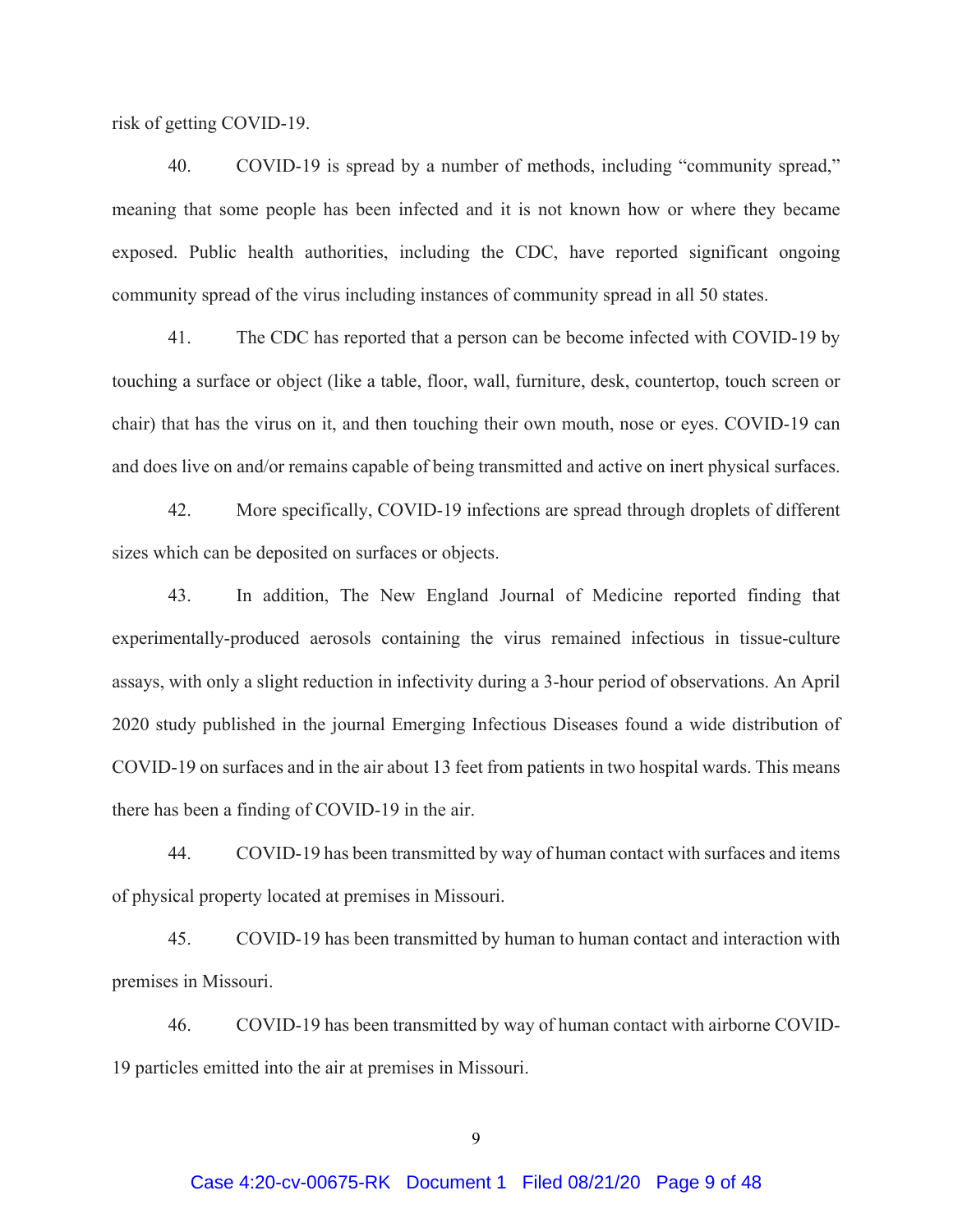risk of getting COVID-19.

40. COVID-19 is spread by a number of methods, including "community spread," meaning that some people has been infected and it is not known how or where they became exposed. Public health authorities, including the CDC, have reported significant ongoing community spread of the virus including instances of community spread in all 50 states.

41. The CDC has reported that a person can be become infected with COVID-19 by touching a surface or object (like a table, floor, wall, furniture, desk, countertop, touch screen or chair) that has the virus on it, and then touching their own mouth, nose or eyes. COVID-19 can and does live on and/or remains capable of being transmitted and active on inert physical surfaces.

42. More specifically, COVID-19 infections are spread through droplets of different sizes which can be deposited on surfaces or objects.

43. In addition, The New England Journal of Medicine reported finding that experimentally-produced aerosols containing the virus remained infectious in tissue-culture assays, with only a slight reduction in infectivity during a 3-hour period of observations. An April 2020 study published in the journal Emerging Infectious Diseases found a wide distribution of COVID-19 on surfaces and in the air about 13 feet from patients in two hospital wards. This means there has been a finding of COVID-19 in the air.

44. COVID-19 has been transmitted by way of human contact with surfaces and items of physical property located at premises in Missouri.

45. COVID-19 has been transmitted by human to human contact and interaction with premises in Missouri.

46. COVID-19 has been transmitted by way of human contact with airborne COVID-19 particles emitted into the air at premises in Missouri.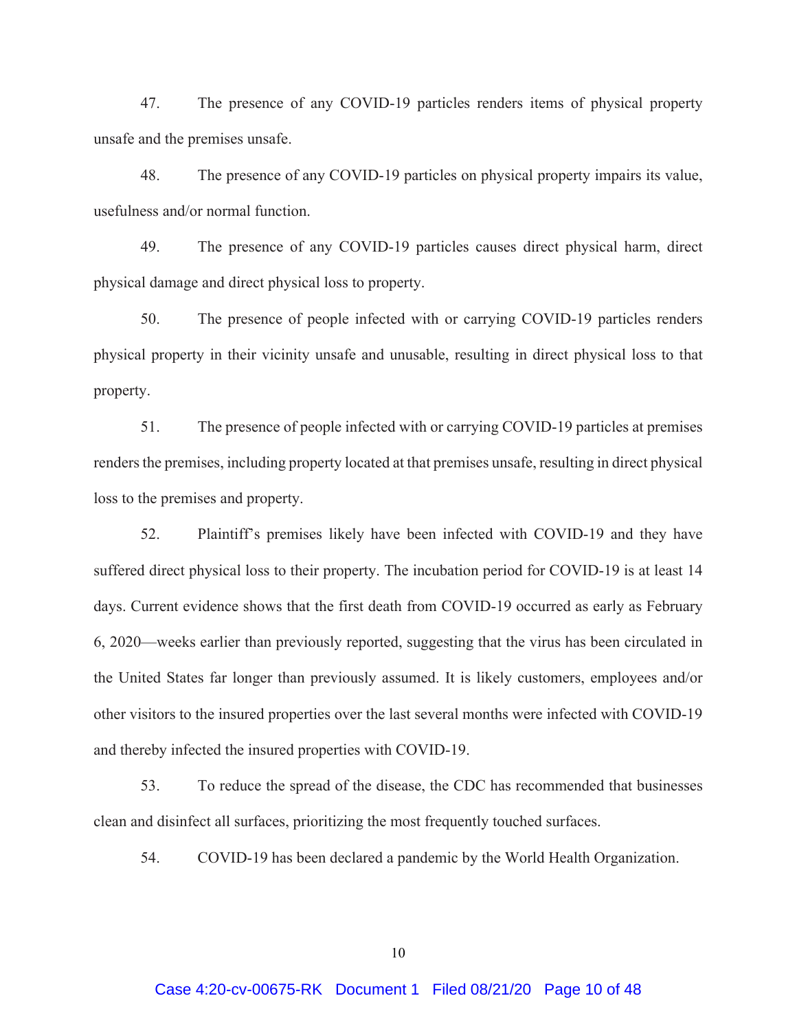47. The presence of any COVID-19 particles renders items of physical property unsafe and the premises unsafe.

48. The presence of any COVID-19 particles on physical property impairs its value, usefulness and/or normal function.

49. The presence of any COVID-19 particles causes direct physical harm, direct physical damage and direct physical loss to property.

50. The presence of people infected with or carrying COVID-19 particles renders physical property in their vicinity unsafe and unusable, resulting in direct physical loss to that property.

51. The presence of people infected with or carrying COVID-19 particles at premises renders the premises, including property located at that premises unsafe, resulting in direct physical loss to the premises and property.

52. Plaintiff's premises likely have been infected with COVID-19 and they have suffered direct physical loss to their property. The incubation period for COVID-19 is at least 14 days. Current evidence shows that the first death from COVID-19 occurred as early as February 6, 2020—weeks earlier than previously reported, suggesting that the virus has been circulated in the United States far longer than previously assumed. It is likely customers, employees and/or other visitors to the insured properties over the last several months were infected with COVID-19 and thereby infected the insured properties with COVID-19.

53. To reduce the spread of the disease, the CDC has recommended that businesses clean and disinfect all surfaces, prioritizing the most frequently touched surfaces.

54. COVID-19 has been declared a pandemic by the World Health Organization.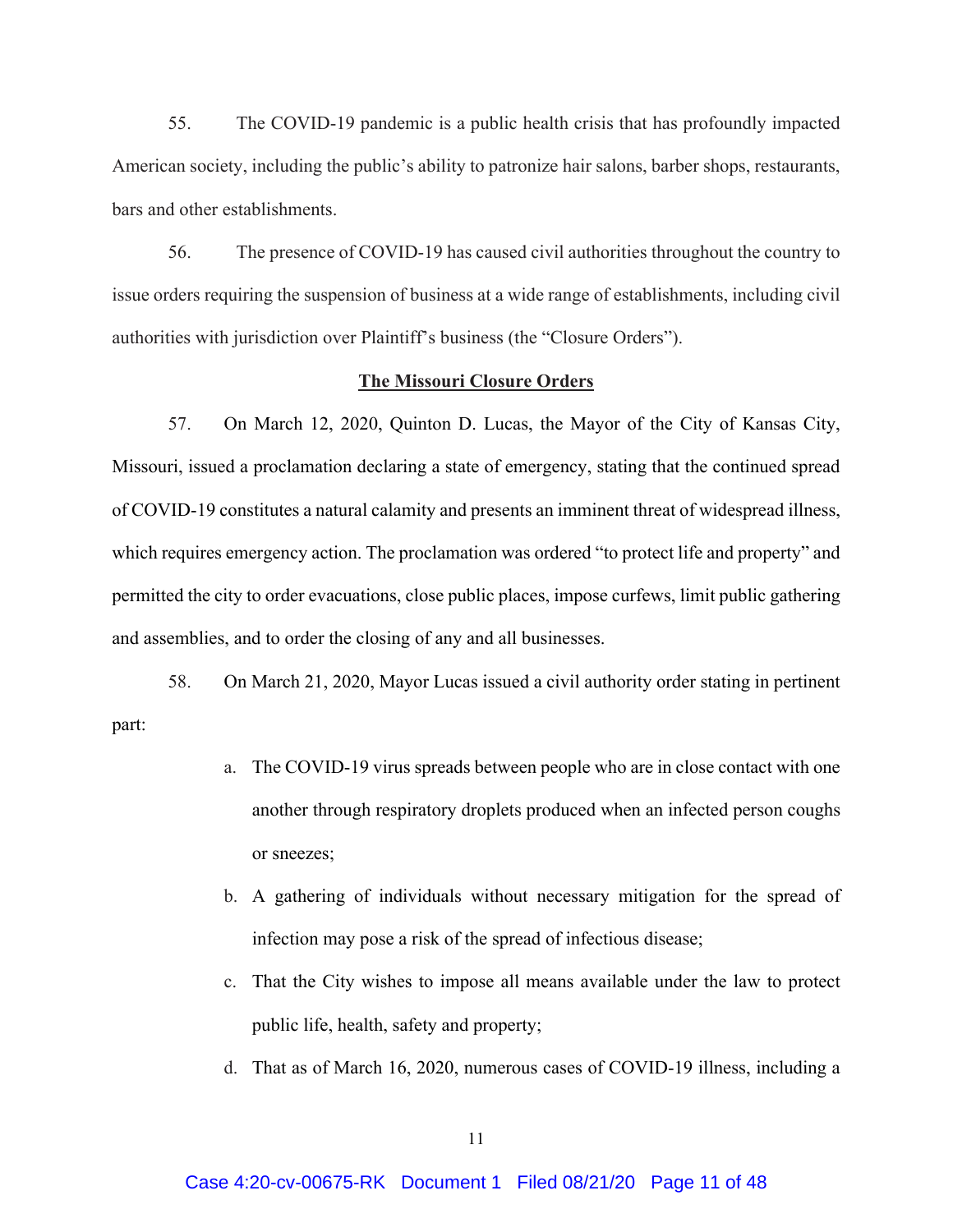55. The COVID-19 pandemic is a public health crisis that has profoundly impacted American society, including the public's ability to patronize hair salons, barber shops, restaurants, bars and other establishments.

56. The presence of COVID-19 has caused civil authorities throughout the country to issue orders requiring the suspension of business at a wide range of establishments, including civil authorities with jurisdiction over Plaintiff's business (the "Closure Orders").

## The Missouri Closure Orders

57. On March 12, 2020, Quinton D. Lucas, the Mayor of the City of Kansas City, Missouri, issued a proclamation declaring a state of emergency, stating that the continued spread of COVID-19 constitutes a natural calamity and presents an imminent threat of widespread illness, which requires emergency action. The proclamation was ordered "to protect life and property" and permitted the city to order evacuations, close public places, impose curfews, limit public gathering and assemblies, and to order the closing of any and all businesses.

58. On March 21, 2020, Mayor Lucas issued a civil authority order stating in pertinent part:

a. The COVID-19 virus spreads between people who are in close contact with one another through respiratory droplets produced when an infected person coughs or sneezes;

b. A gathering of individuals without necessary mitigation for the spread of infection may pose a risk of the spread of infectious disease;

c. That the City wishes to impose all means available under the law to protect public life, health, safety and property;

d. That as of March 16, 2020, numerous cases of COVID-19 illness, including a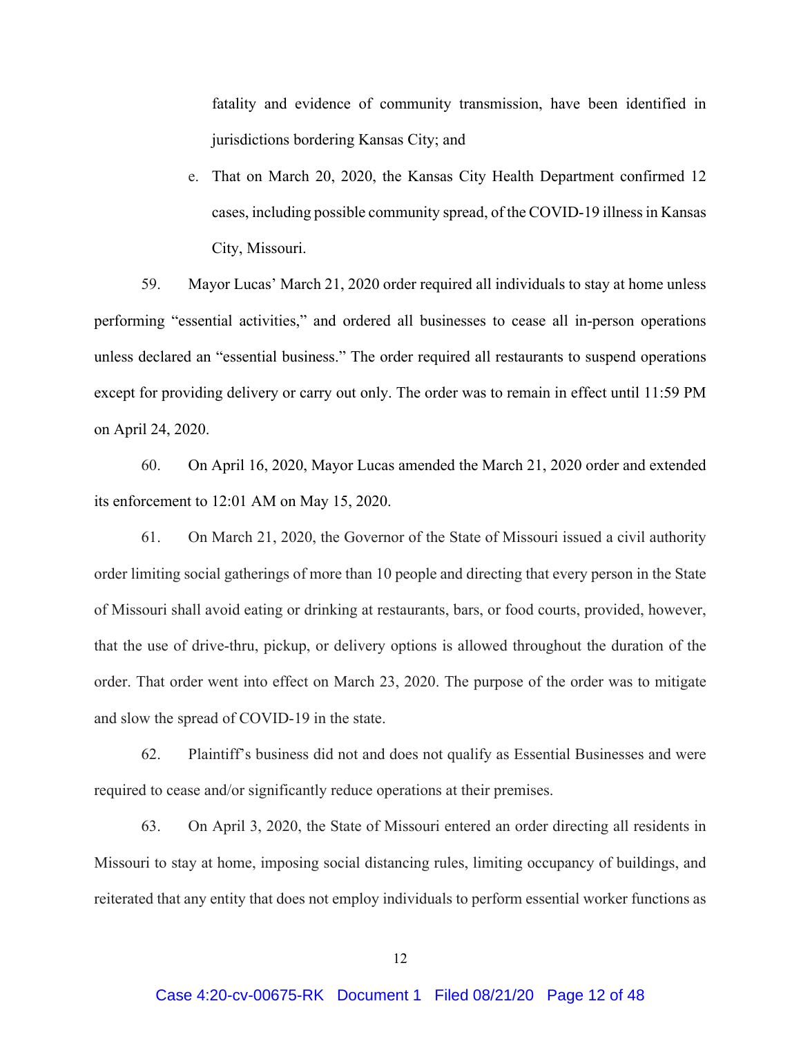fatality and evidence of community transmission, have been identified in jurisdictions bordering Kansas City; and

e. That on March 20, 2020, the Kansas City Health Department confirmed 12 cases, including possible community spread, of the COVID-19 illness in Kansas City, Missouri.

59. Mayor Lucas' March 21, 2020 order required all individuals to stay at home unless performing "essential activities," and ordered all businesses to cease all in-person operations unless declared an "essential business." The order required all restaurants to suspend operations except for providing delivery or carry out only. The order was to remain in effect until 11:59 PM on April 24, 2020.

60. On April 16, 2020, Mayor Lucas amended the March 21, 2020 order and extended its enforcement to 12:01 AM on May 15, 2020.

61. On March 21, 2020, the Governor of the State of Missouri issued a civil authority order limiting social gatherings of more than 10 people and directing that every person in the State of Missouri shall avoid eating or drinking at restaurants, bars, or food courts, provided, however, that the use of drive-thru, pickup, or delivery options is allowed throughout the duration of the order. That order went into effect on March 23, 2020. The purpose of the order was to mitigate and slow the spread of COVID-19 in the state.

62. Plaintiff's business did not and does not qualify as Essential Businesses and were required to cease and/or significantly reduce operations at their premises.

63. On April 3, 2020, the State of Missouri entered an order directing all residents in Missouri to stay at home, imposing social distancing rules, limiting occupancy of buildings, and reiterated that any entity that does not employ individuals to perform essential worker functions as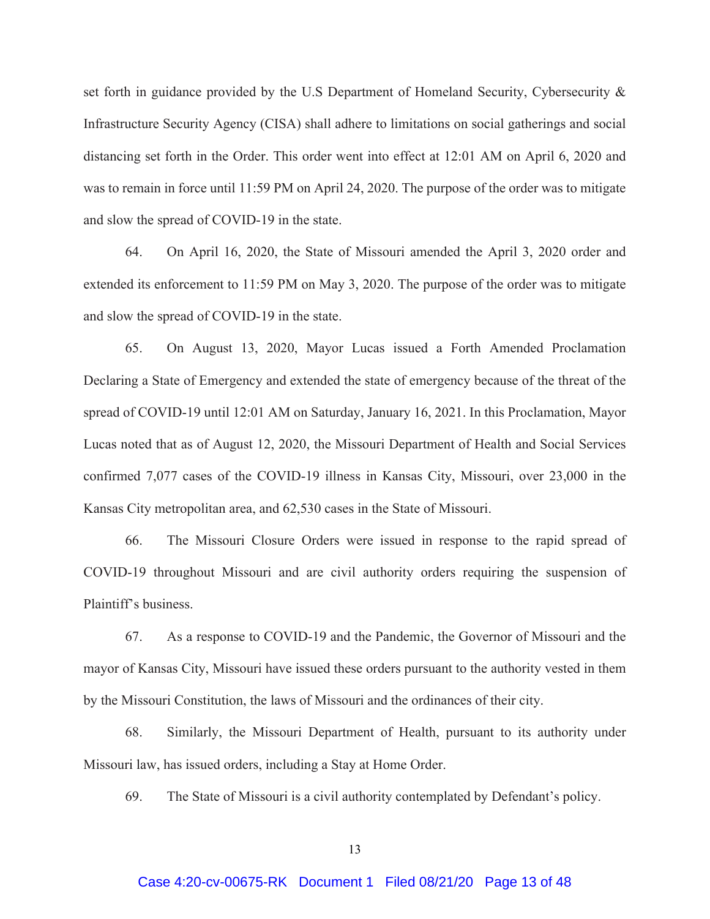set forth in guidance provided by the U.S Department of Homeland Security, Cybersecurity & Infrastructure Security Agency (CISA) shall adhere to limitations on social gatherings and social distancing set forth in the Order. This order went into effect at 12:01 AM on April 6, 2020 and was to remain in force until 11:59 PM on April 24, 2020. The purpose of the order was to mitigate and slow the spread of COVID-19 in the state.

64. On April 16, 2020, the State of Missouri amended the April 3, 2020 order and extended its enforcement to 11:59 PM on May 3, 2020. The purpose of the order was to mitigate and slow the spread of COVID-19 in the state.

65. On August 13, 2020, Mayor Lucas issued a Forth Amended Proclamation Declaring a State of Emergency and extended the state of emergency because of the threat of the spread of COVID-19 until 12:01 AM on Saturday, January 16, 2021. In this Proclamation, Mayor Lucas noted that as of August 12, 2020, the Missouri Department of Health and Social Services confirmed 7,077 cases of the COVID-19 illness in Kansas City, Missouri, over 23,000 in the Kansas City metropolitan area, and 62,530 cases in the State of Missouri.

66. The Missouri Closure Orders were issued in response to the rapid spread of COVID-19 throughout Missouri and are civil authority orders requiring the suspension of Plaintiff's business.

67. As a response to COVID-19 and the Pandemic, the Governor of Missouri and the mayor of Kansas City, Missouri have issued these orders pursuant to the authority vested in them by the Missouri Constitution, the laws of Missouri and the ordinances of their city.

68. Similarly, the Missouri Department of Health, pursuant to its authority under Missouri law, has issued orders, including a Stay at Home Order.

69. The State of Missouri is a civil authority contemplated by Defendant's policy.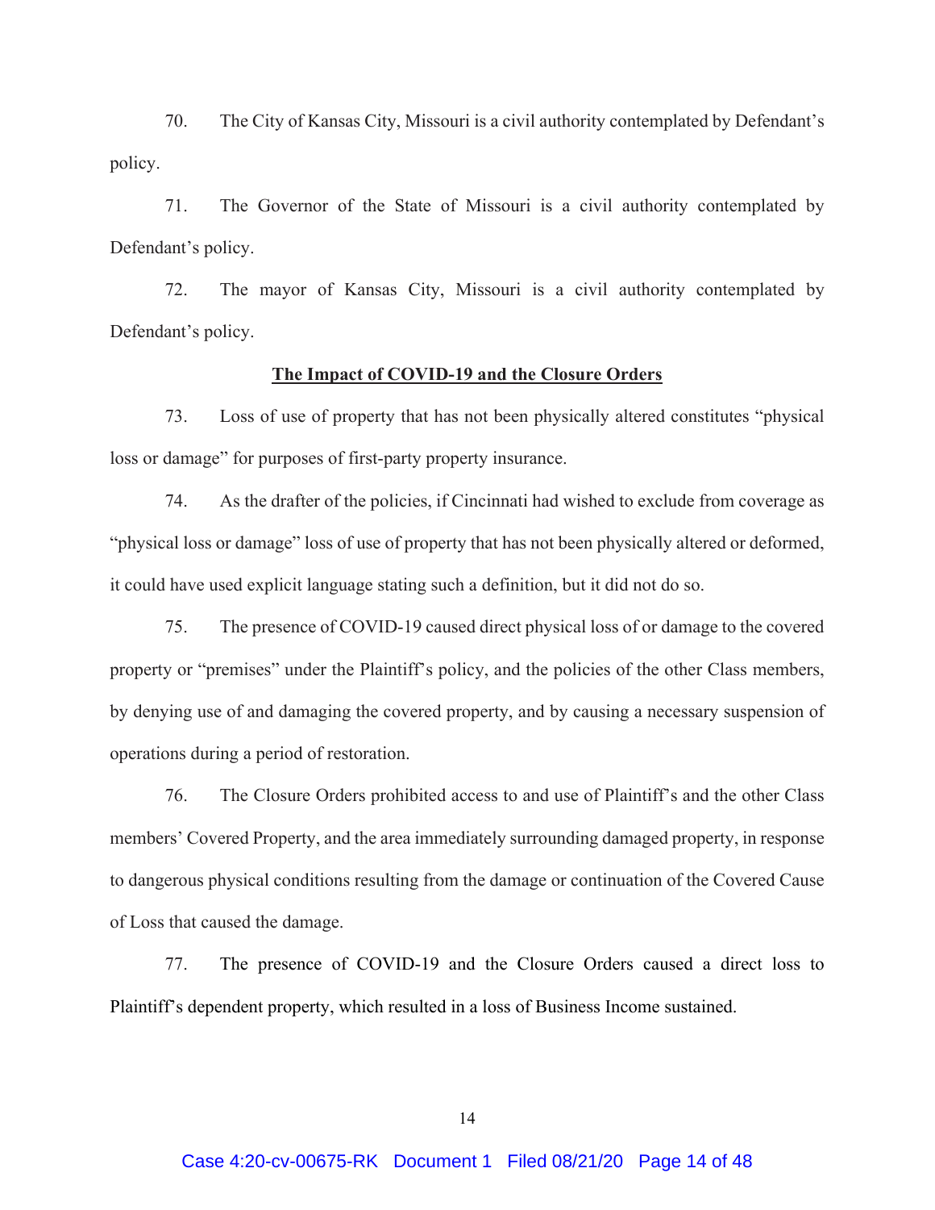70. The City of Kansas City, Missouri is a civil authority contemplated by Defendant's policy.

71. The Governor of the State of Missouri is a civil authority contemplated by Defendant's policy.

72. The mayor of Kansas City, Missouri is a civil authority contemplated by Defendant's policy.

**The Impact of COVID-19 and the Closure Orders**

73. Loss of use of property that has not been physically altered constitutes "physical loss or damage" for purposes of first-party property insurance.

74. As the drafter of the policies, if Cincinnati had wished to exclude from coverage as "physical loss or damage" loss of use of property that has not been physically altered or deformed, it could have used explicit language stating such a definition, but it did not do so.

75. The presence of COVID-19 caused direct physical loss of or damage to the covered property or "premises" under the Plaintiff's policy, and the policies of the other Class members, by denying use of and damaging the covered property, and by causing a necessary suspension of operations during a period of restoration.

76. The Closure Orders prohibited access to and use of Plaintiff's and the other Class members' Covered Property, and the area immediately surrounding damaged property, in response to dangerous physical conditions resulting from the damage or continuation of the Covered Cause of Loss that caused the damage.

77. The presence of COVID-19 and the Closure Orders caused a direct loss to Plaintiff's dependent property, which resulted in a loss of Business Income sustained.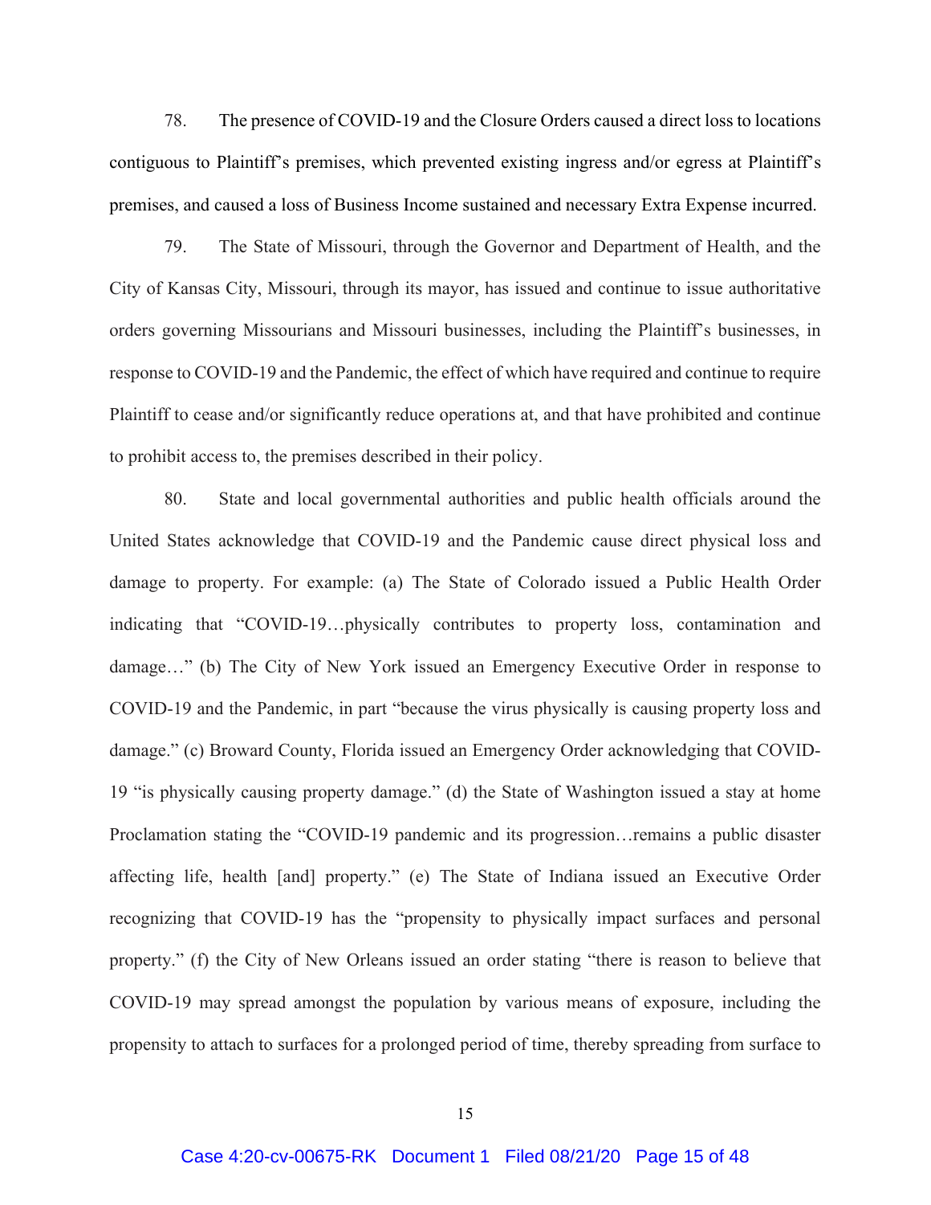78. The presence of COVID-19 and the Closure Orders caused a direct loss to locations contiguous to Plaintiff's premises, which prevented existing ingress and/or egress at Plaintiff's premises, and caused a loss of Business Income sustained and necessary Extra Expense incurred.

79. The State of Missouri, through the Governor and Department of Health, and the City of Kansas City, Missouri, through its mayor, has issued and continue to issue authoritative orders governing Missourians and Missouri businesses, including the Plaintiff's businesses, in response to COVID-19 and the Pandemic, the effect of which have required and continue to require Plaintiff to cease and/or significantly reduce operations at, and that have prohibited and continue to prohibit access to, the premises described in their policy.

80. State and local governmental authorities and public health officials around the United States acknowledge that COVID-19 and the Pandemic cause direct physical loss and damage to property. For example: (a) The State of Colorado issued a Public Health Order indicating that "COVID-19…physically contributes to property loss, contamination and damage…" (b) The City of New York issued an Emergency Executive Order in response to COVID-19 and the Pandemic, in part "because the virus physically is causing property loss and damage." (c) Broward County, Florida issued an Emergency Order acknowledging that COVID-19 "is physically causing property damage." (d) the State of Washington issued a stay at home Proclamation stating the "COVID-19 pandemic and its progression…remains a public disaster affecting life, health [and] property." (e) The State of Indiana issued an Executive Order recognizing that COVID-19 has the "propensity to physically impact surfaces and personal property." (f) the City of New Orleans issued an order stating "there is reason to believe that COVID-19 may spread amongst the population by various means of exposure, including the propensity to attach to surfaces for a prolonged period of time, thereby spreading from surface to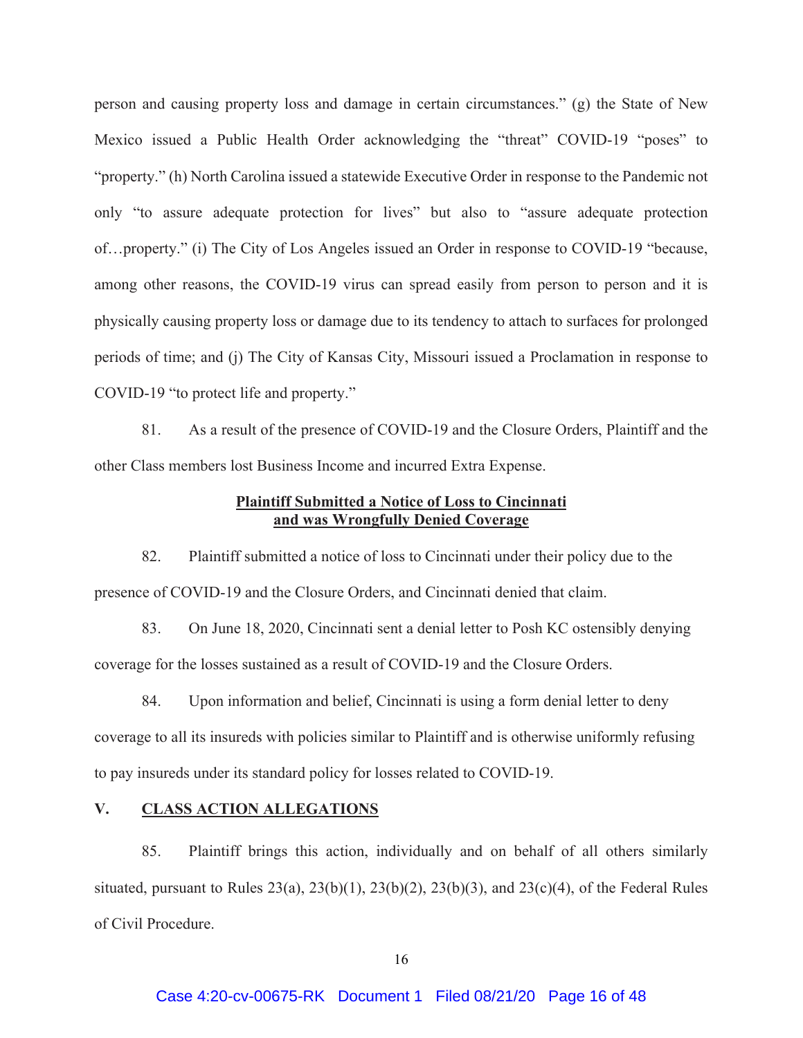person and causing property loss and damage in certain circumstances." (g) the State of New Mexico issued a Public Health Order acknowledging the "threat" COVID-19 "poses" to "property." (h) North Carolina issued a statewide Executive Order in response to the Pandemic not only "to assure adequate protection for lives" but also to "assure adequate protection of…property." (i) The City of Los Angeles issued an Order in response to COVID-19 "because, among other reasons, the COVID-19 virus can spread easily from person to person and it is physically causing property loss or damage due to its tendency to attach to surfaces for prolonged periods of time; and (j) The City of Kansas City, Missouri issued a Proclamation in response to COVID-19 "to protect life and property."

81. As a result of the presence of COVID-19 and the Closure Orders, Plaintiff and the other Class members lost Business Income and incurred Extra Expense.

**Plaintiff Submitted a Notice of Loss to Cincinnati and was Wrongfully Denied Coverage**

82. Plaintiff submitted a notice of loss to Cincinnati under their policy due to the presence of COVID-19 and the Closure Orders, and Cincinnati denied that claim.

83. On June 18, 2020, Cincinnati sent a denial letter to Posh KC ostensibly denying coverage for the losses sustained as a result of COVID-19 and the Closure Orders.

84. Upon information and belief, Cincinnati is using a form denial letter to deny coverage to all its insureds with policies similar to Plaintiff and is otherwise uniformly refusing to pay insureds under its standard policy for losses related to COVID-19.

## V. CLASS ACTION ALLEGATIONS

85. Plaintiff brings this action, individually and on behalf of all others similarly situated, pursuant to Rules 23(a), 23(b)(1), 23(b)(2), 23(b)(3), and 23(c)(4), of the Federal Rules of Civil Procedure.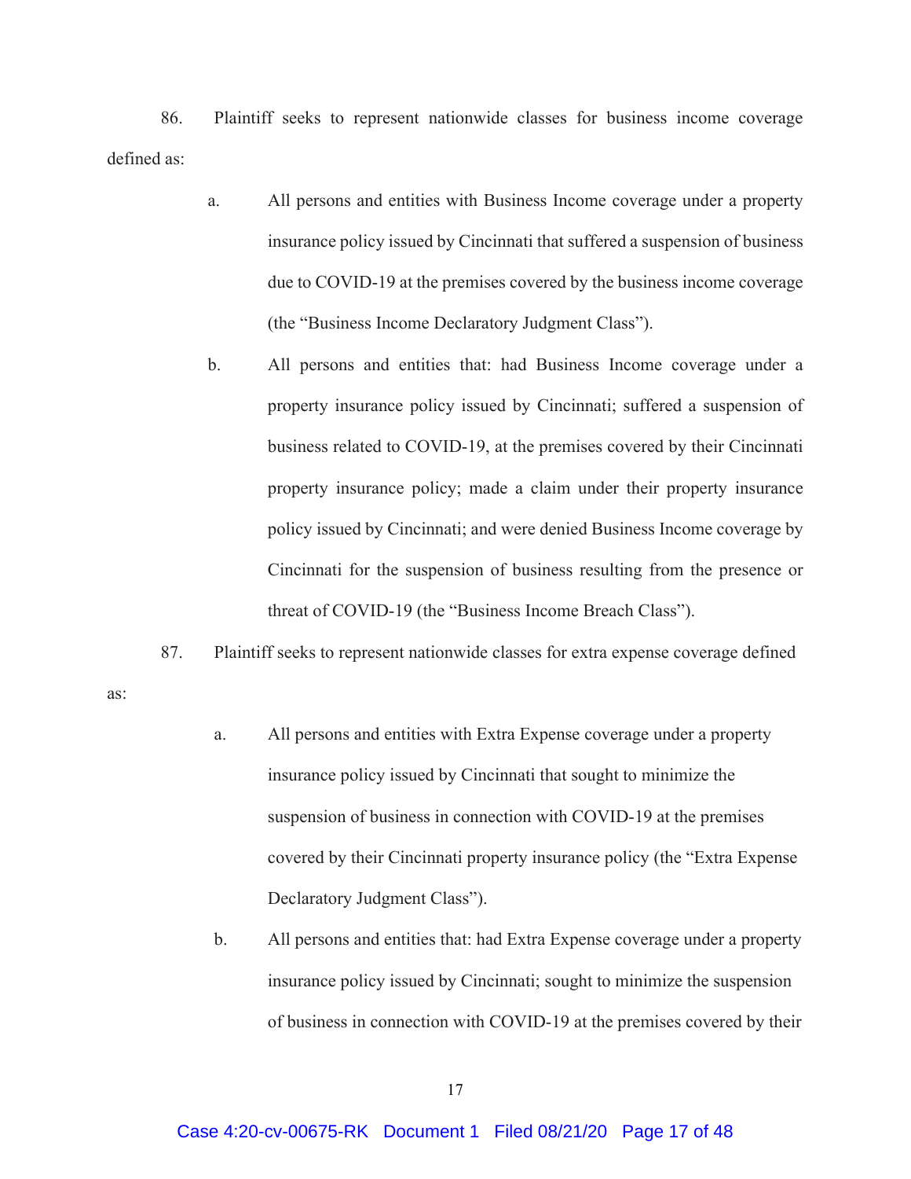86. Plaintiff seeks to represent nationwide classes for business income coverage defined as:

a. All persons and entities with Business Income coverage under a property insurance policy issued by Cincinnati that suffered a suspension of business due to COVID-19 at the premises covered by the business income coverage (the "Business Income Declaratory Judgment Class").

b. All persons and entities that: had Business Income coverage under a property insurance policy issued by Cincinnati; suffered a suspension of business related to COVID-19, at the premises covered by their Cincinnati property insurance policy; made a claim under their property insurance policy issued by Cincinnati; and were denied Business Income coverage by Cincinnati for the suspension of business resulting from the presence or threat of COVID-19 (the "Business Income Breach Class").

87. Plaintiff seeks to represent nationwide classes for extra expense coverage defined as:

a. All persons and entities with Extra Expense coverage under a property insurance policy issued by Cincinnati that sought to minimize the suspension of business in connection with COVID-19 at the premises covered by their Cincinnati property insurance policy (the "Extra Expense Declaratory Judgment Class").

b. All persons and entities that: had Extra Expense coverage under a property insurance policy issued by Cincinnati; sought to minimize the suspension of business in connection with COVID-19 at the premises covered by their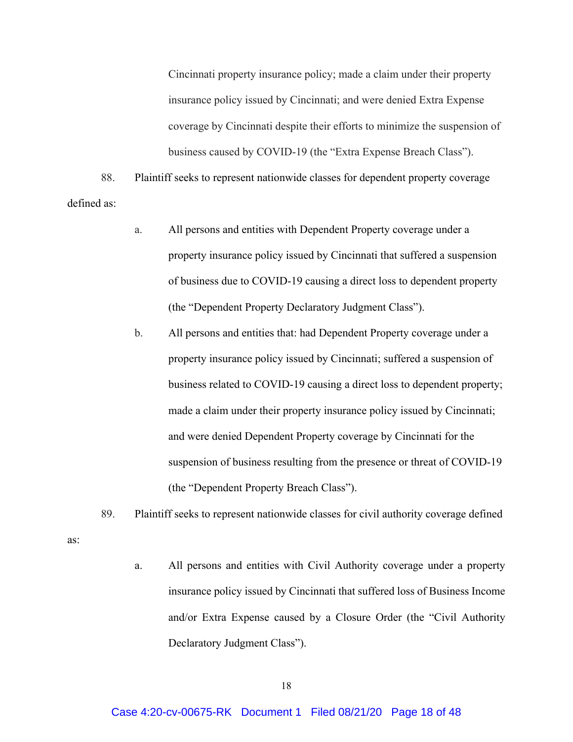Cincinnati property insurance policy; made a claim under their property insurance policy issued by Cincinnati; and were denied Extra Expense coverage by Cincinnati despite their efforts to minimize the suspension of business caused by COVID-19 (the "Extra Expense Breach Class").

88. Plaintiff seeks to represent nationwide classes for dependent property coverage defined as:

a. All persons and entities with Dependent Property coverage under a property insurance policy issued by Cincinnati that suffered a suspension of business due to COVID-19 causing a direct loss to dependent property (the "Dependent Property Declaratory Judgment Class").

b. All persons and entities that: had Dependent Property coverage under a property insurance policy issued by Cincinnati; suffered a suspension of business related to COVID-19 causing a direct loss to dependent property; made a claim under their property insurance policy issued by Cincinnati; and were denied Dependent Property coverage by Cincinnati for the suspension of business resulting from the presence or threat of COVID-19 (the "Dependent Property Breach Class").

89. Plaintiff seeks to represent nationwide classes for civil authority coverage defined as:

a. All persons and entities with Civil Authority coverage under a property insurance policy issued by Cincinnati that suffered loss of Business Income and/or Extra Expense caused by a Closure Order (the "Civil Authority Declaratory Judgment Class").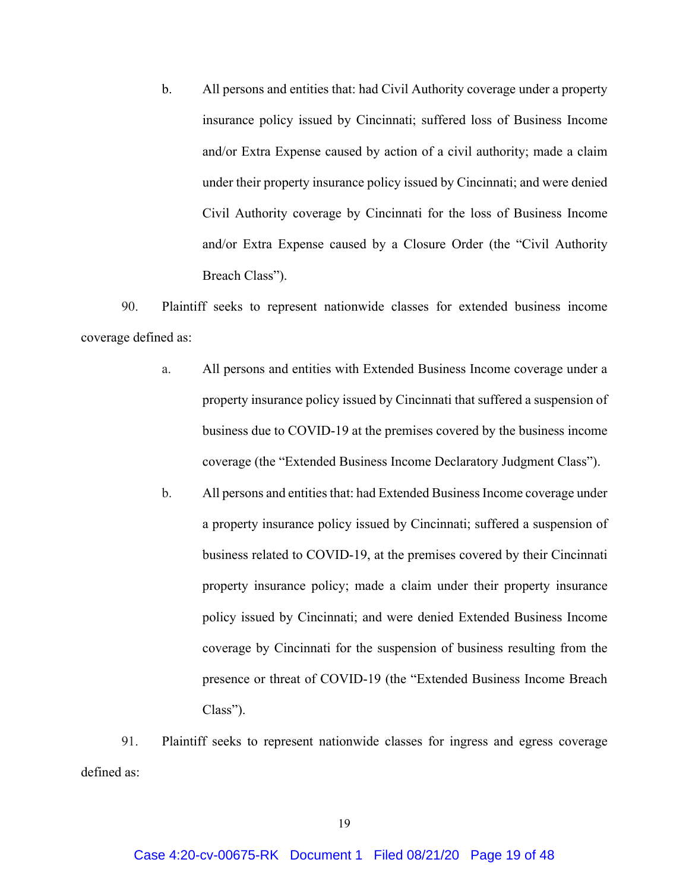b. All persons and entities that: had Civil Authority coverage under a property insurance policy issued by Cincinnati; suffered loss of Business Income and/or Extra Expense caused by action of a civil authority; made a claim under their property insurance policy issued by Cincinnati; and were denied Civil Authority coverage by Cincinnati for the loss of Business Income and/or Extra Expense caused by a Closure Order (the "Civil Authority Breach Class").

90. Plaintiff seeks to represent nationwide classes for extended business income coverage defined as:

a. All persons and entities with Extended Business Income coverage under a property insurance policy issued by Cincinnati that suffered a suspension of business due to COVID-19 at the premises covered by the business income coverage (the "Extended Business Income Declaratory Judgment Class").

b. All persons and entities that: had Extended Business Income coverage under a property insurance policy issued by Cincinnati; suffered a suspension of business related to COVID-19, at the premises covered by their Cincinnati property insurance policy; made a claim under their property insurance policy issued by Cincinnati; and were denied Extended Business Income coverage by Cincinnati for the suspension of business resulting from the presence or threat of COVID-19 (the "Extended Business Income Breach Class").

91. Plaintiff seeks to represent nationwide classes for ingress and egress coverage defined as: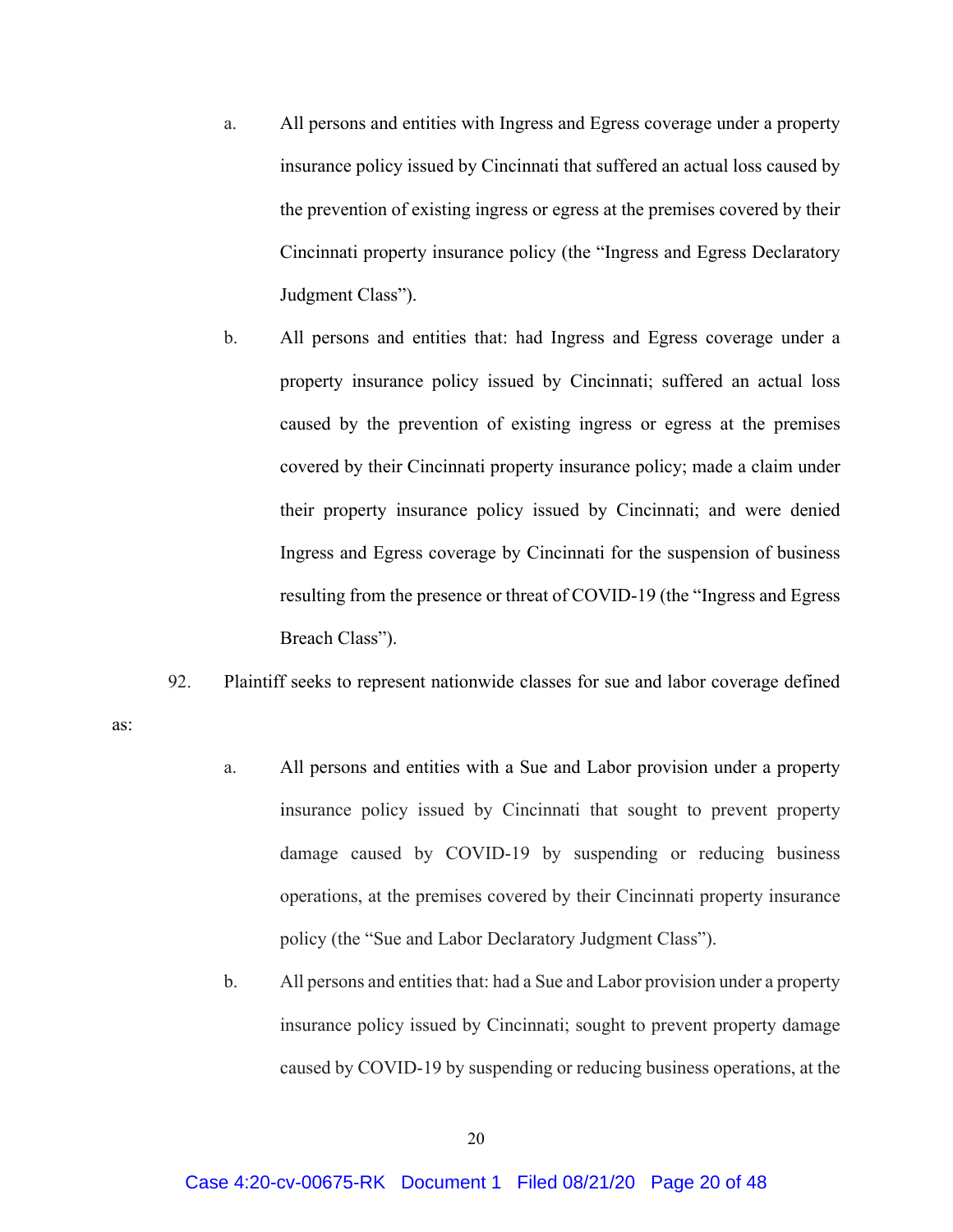a. All persons and entities with Ingress and Egress coverage under a property insurance policy issued by Cincinnati that suffered an actual loss caused by the prevention of existing ingress or egress at the premises covered by their Cincinnati property insurance policy (the "Ingress and Egress Declaratory Judgment Class").

b. All persons and entities that: had Ingress and Egress coverage under a property insurance policy issued by Cincinnati; suffered an actual loss caused by the prevention of existing ingress or egress at the premises covered by their Cincinnati property insurance policy; made a claim under their property insurance policy issued by Cincinnati; and were denied Ingress and Egress coverage by Cincinnati for the suspension of business resulting from the presence or threat of COVID-19 (the "Ingress and Egress Breach Class").

92. Plaintiff seeks to represent nationwide classes for sue and labor coverage defined as:

a. All persons and entities with a Sue and Labor provision under a property insurance policy issued by Cincinnati that sought to prevent property damage caused by COVID-19 by suspending or reducing business operations, at the premises covered by their Cincinnati property insurance policy (the "Sue and Labor Declaratory Judgment Class").

b. All persons and entities that: had a Sue and Labor provision under a property insurance policy issued by Cincinnati; sought to prevent property damage caused by COVID-19 by suspending or reducing business operations, at the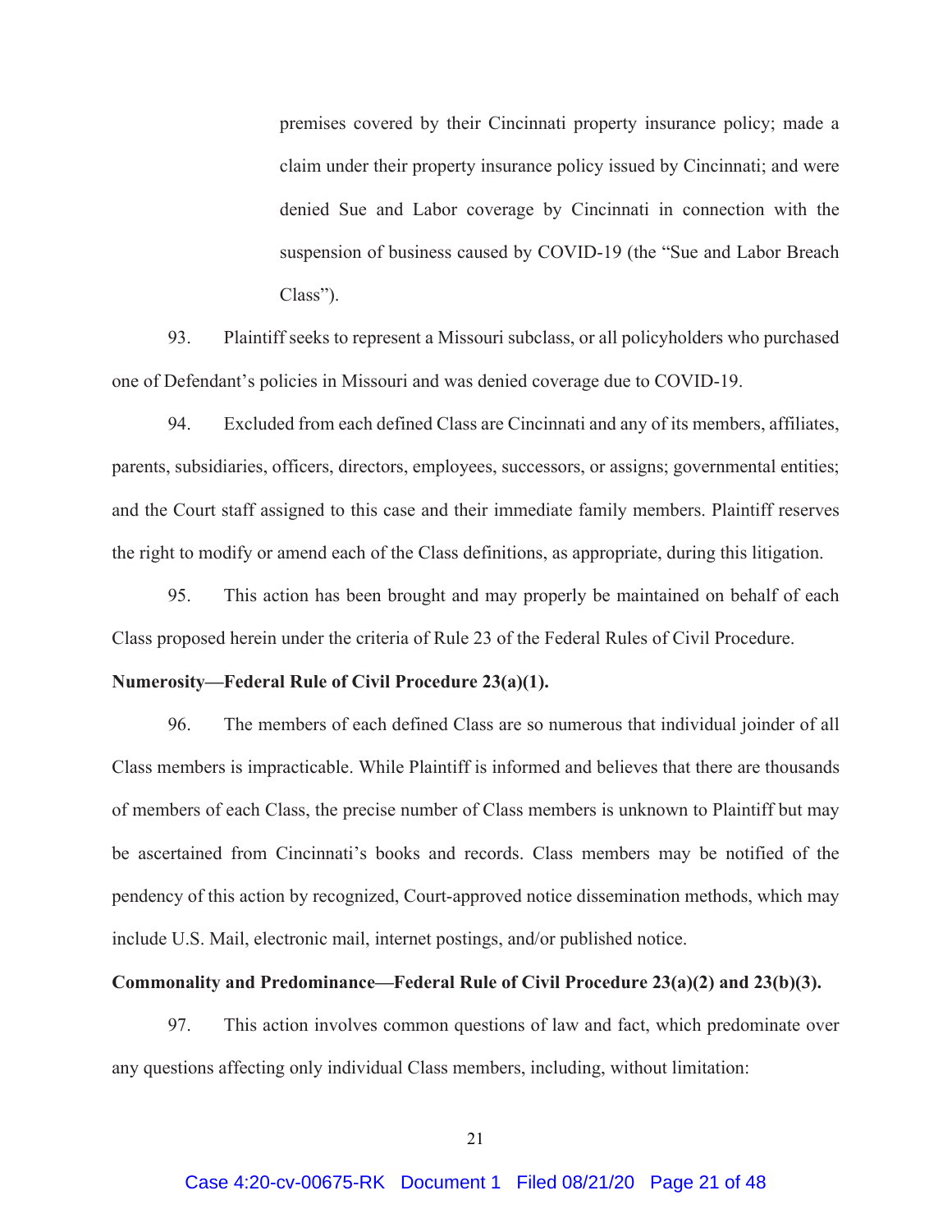premises covered by their Cincinnati property insurance policy; made a claim under their property insurance policy issued by Cincinnati; and were denied Sue and Labor coverage by Cincinnati in connection with the suspension of business caused by COVID-19 (the "Sue and Labor Breach Class").

93. Plaintiff seeks to represent a Missouri subclass, or all policyholders who purchased one of Defendant's policies in Missouri and was denied coverage due to COVID-19.

94. Excluded from each defined Class are Cincinnati and any of its members, affiliates, parents, subsidiaries, officers, directors, employees, successors, or assigns; governmental entities; and the Court staff assigned to this case and their immediate family members. Plaintiff reserves the right to modify or amend each of the Class definitions, as appropriate, during this litigation.

95. This action has been brought and may properly be maintained on behalf of each Class proposed herein under the criteria of Rule 23 of the Federal Rules of Civil Procedure.

**Numerosity—Federal Rule of Civil Procedure 23(a)(1).**

96. The members of each defined Class are so numerous that individual joinder of all Class members is impracticable. While Plaintiff is informed and believes that there are thousands of members of each Class, the precise number of Class members is unknown to Plaintiff but may be ascertained from Cincinnati's books and records. Class members may be notified of the pendency of this action by recognized, Court-approved notice dissemination methods, which may include U.S. Mail, electronic mail, internet postings, and/or published notice.

**Commonality and Predominance—Federal Rule of Civil Procedure 23(a)(2) and 23(b)(3).**

97. This action involves common questions of law and fact, which predominate over any questions affecting only individual Class members, including, without limitation: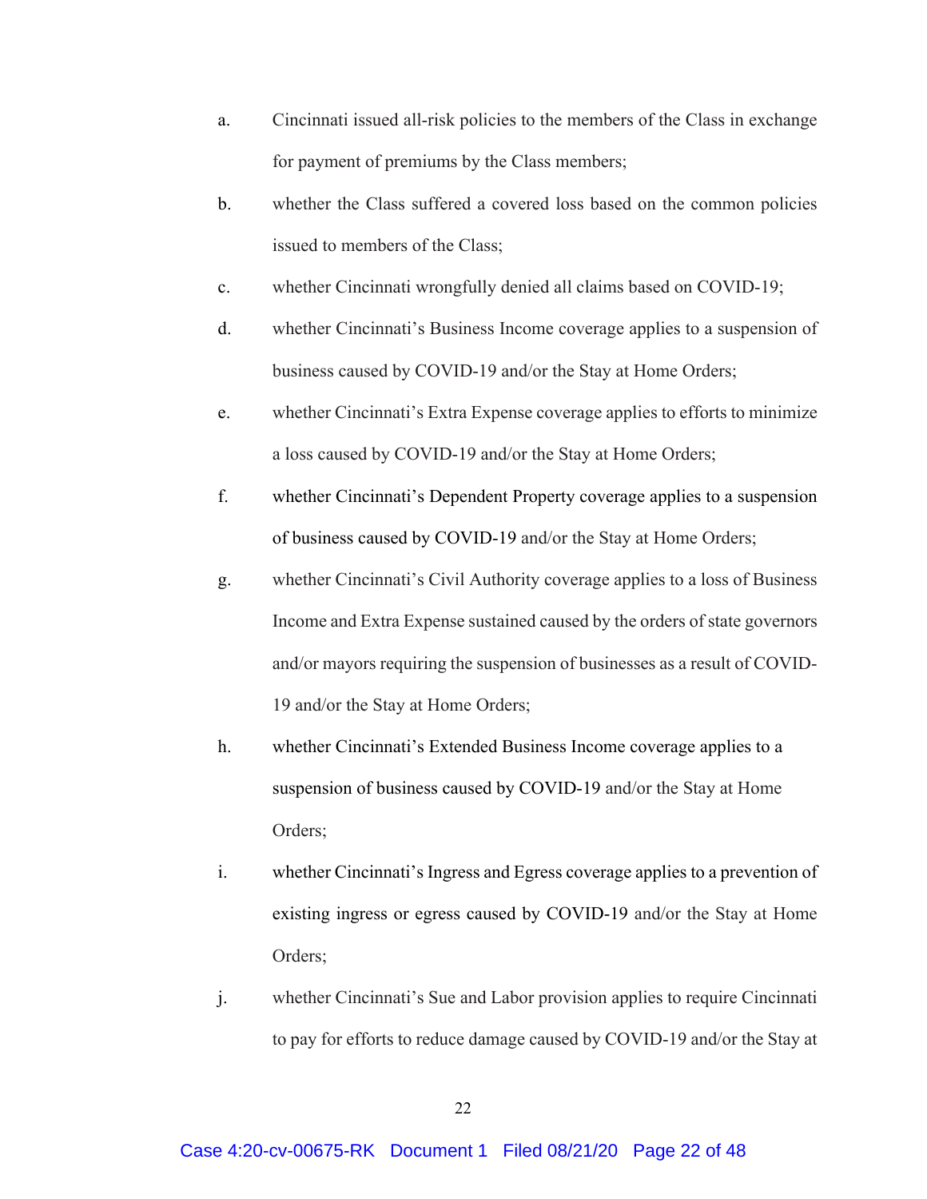a. Cincinnati issued all-risk policies to the members of the Class in exchange for payment of premiums by the Class members;

b. whether the Class suffered a covered loss based on the common policies issued to members of the Class;

c. whether Cincinnati wrongfully denied all claims based on COVID-19;

d. whether Cincinnati's Business Income coverage applies to a suspension of business caused by COVID-19 and/or the Stay at Home Orders;

e. whether Cincinnati's Extra Expense coverage applies to efforts to minimize a loss caused by COVID-19 and/or the Stay at Home Orders;

f. whether Cincinnati's Dependent Property coverage applies to a suspension of business caused by COVID-19 and/or the Stay at Home Orders;

g. whether Cincinnati's Civil Authority coverage applies to a loss of Business Income and Extra Expense sustained caused by the orders of state governors and/or mayors requiring the suspension of businesses as a result of COVID-19 and/or the Stay at Home Orders;

h. whether Cincinnati's Extended Business Income coverage applies to a suspension of business caused by COVID-19 and/or the Stay at Home Orders;

i. whether Cincinnati's Ingress and Egress coverage applies to a prevention of existing ingress or egress caused by COVID-19 and/or the Stay at Home Orders;

j. whether Cincinnati's Sue and Labor provision applies to require Cincinnati to pay for efforts to reduce damage caused by COVID-19 and/or the Stay at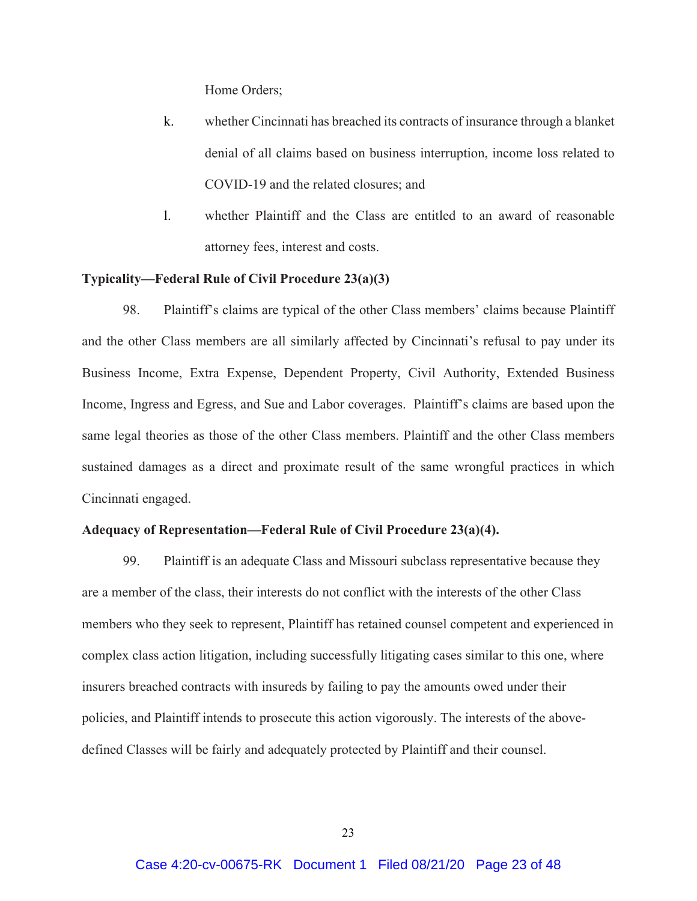Home Orders;

k. whether Cincinnati has breached its contracts of insurance through a blanket denial of all claims based on business interruption, income loss related to COVID-19 and the related closures; and

l. whether Plaintiff and the Class are entitled to an award of reasonable attorney fees, interest and costs.

**Typicality—Federal Rule of Civil Procedure 23(a)(3)**

98. Plaintiff's claims are typical of the other Class members' claims because Plaintiff and the other Class members are all similarly affected by Cincinnati's refusal to pay under its Business Income, Extra Expense, Dependent Property, Civil Authority, Extended Business Income, Ingress and Egress, and Sue and Labor coverages. Plaintiff's claims are based upon the same legal theories as those of the other Class members. Plaintiff and the other Class members sustained damages as a direct and proximate result of the same wrongful practices in which Cincinnati engaged.

**Adequacy of Representation—Federal Rule of Civil Procedure 23(a)(4).**

99. Plaintiff is an adequate Class and Missouri subclass representative because they are a member of the class, their interests do not conflict with the interests of the other Class members who they seek to represent, Plaintiff has retained counsel competent and experienced in complex class action litigation, including successfully litigating cases similar to this one, where insurers breached contracts with insureds by failing to pay the amounts owed under their policies, and Plaintiff intends to prosecute this action vigorously. The interests of the above-defined Classes will be fairly and adequately protected by Plaintiff and their counsel.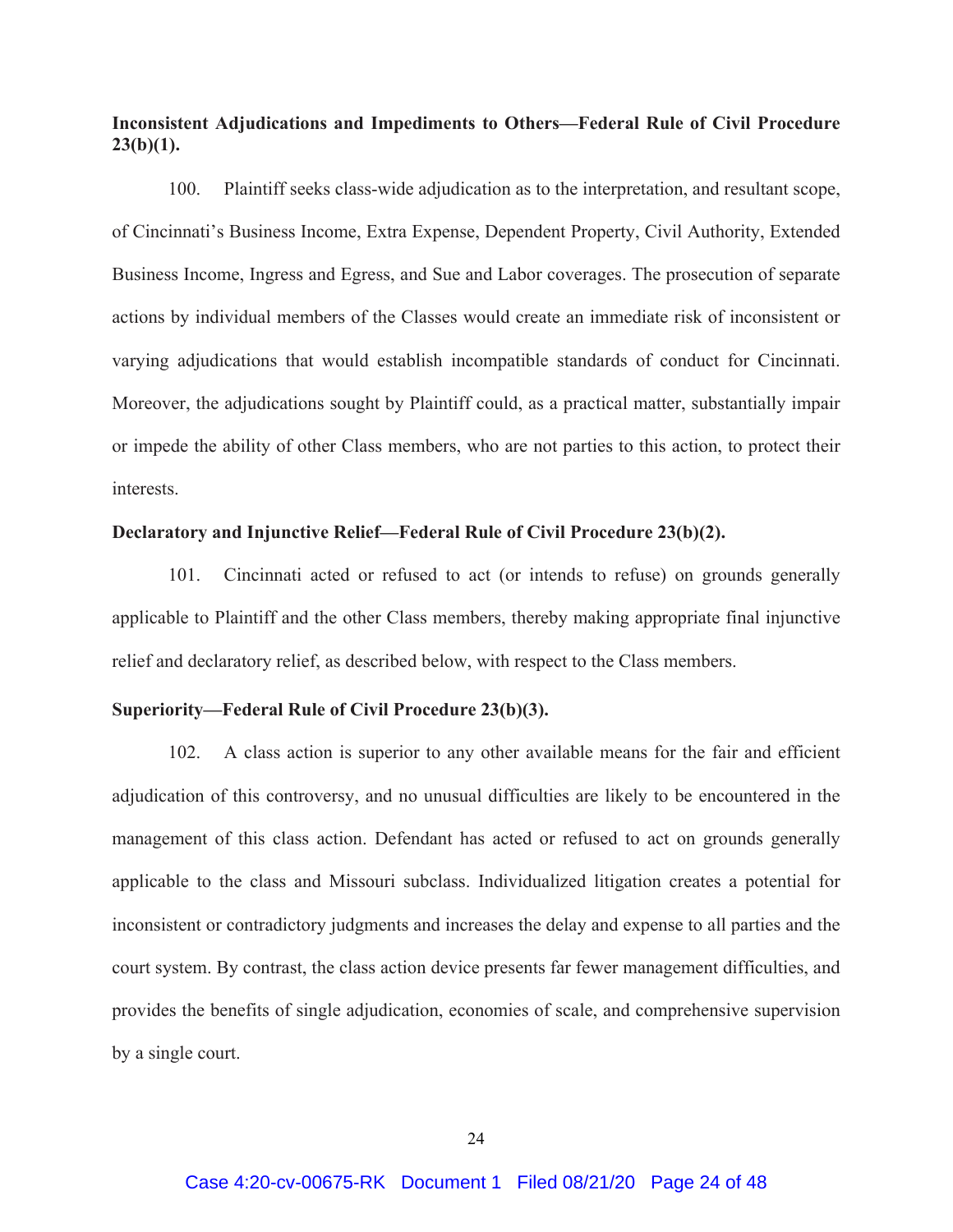**Inconsistent Adjudications and Impediments to Others—Federal Rule of Civil Procedure 23(b)(1).**

100. Plaintiff seeks class-wide adjudication as to the interpretation, and resultant scope, of Cincinnati's Business Income, Extra Expense, Dependent Property, Civil Authority, Extended Business Income, Ingress and Egress, and Sue and Labor coverages. The prosecution of separate actions by individual members of the Classes would create an immediate risk of inconsistent or varying adjudications that would establish incompatible standards of conduct for Cincinnati. Moreover, the adjudications sought by Plaintiff could, as a practical matter, substantially impair or impede the ability of other Class members, who are not parties to this action, to protect their interests.

**Declaratory and Injunctive Relief—Federal Rule of Civil Procedure 23(b)(2).**

101. Cincinnati acted or refused to act (or intends to refuse) on grounds generally applicable to Plaintiff and the other Class members, thereby making appropriate final injunctive relief and declaratory relief, as described below, with respect to the Class members.

**Superiority—Federal Rule of Civil Procedure 23(b)(3).**

102. A class action is superior to any other available means for the fair and efficient adjudication of this controversy, and no unusual difficulties are likely to be encountered in the management of this class action. Defendant has acted or refused to act on grounds generally applicable to the class and Missouri subclass. Individualized litigation creates a potential for inconsistent or contradictory judgments and increases the delay and expense to all parties and the court system. By contrast, the class action device presents far fewer management difficulties, and provides the benefits of single adjudication, economies of scale, and comprehensive supervision by a single court.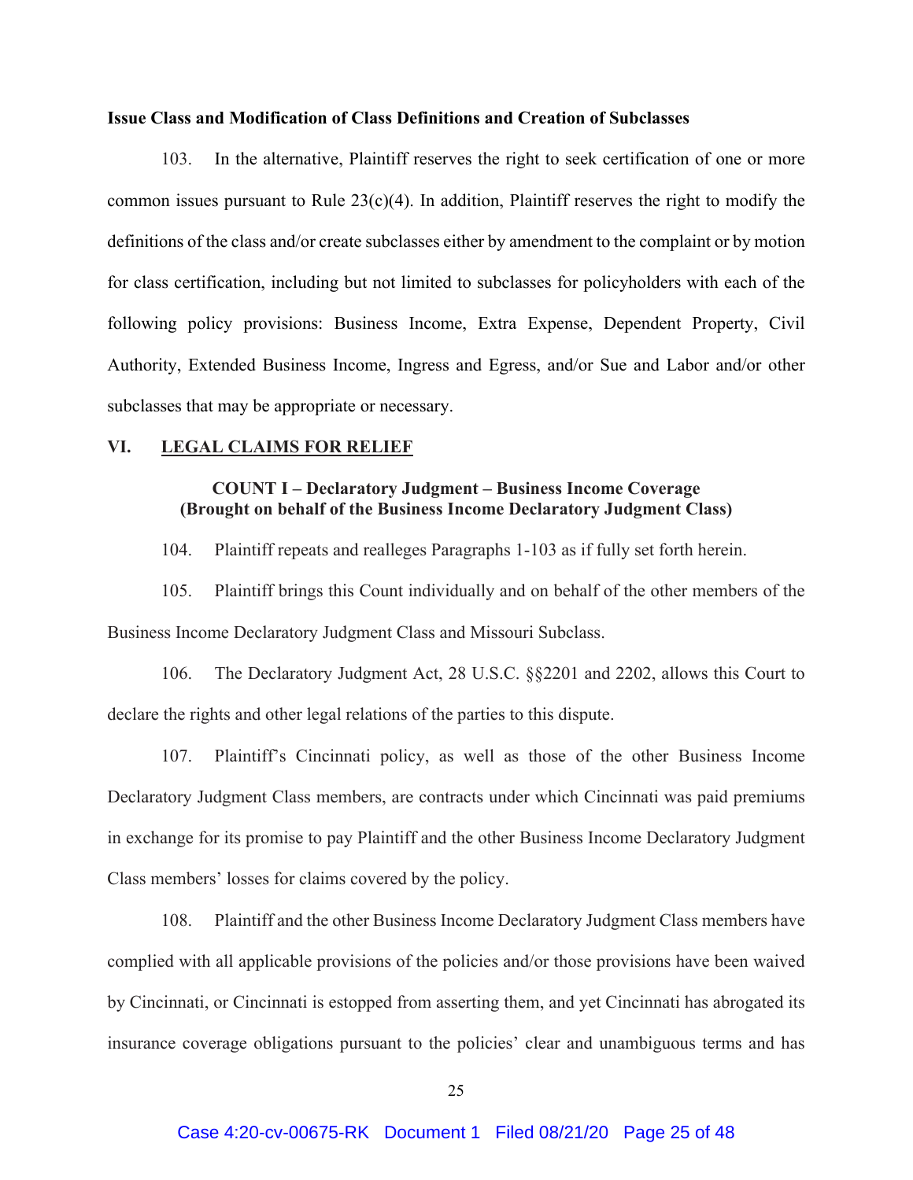**Issue Class and Modification of Class Definitions and Creation of Subclasses**

103. In the alternative, Plaintiff reserves the right to seek certification of one or more common issues pursuant to Rule 23(c)(4). In addition, Plaintiff reserves the right to modify the definitions of the class and/or create subclasses either by amendment to the complaint or by motion for class certification, including but not limited to subclasses for policyholders with each of the following policy provisions: Business Income, Extra Expense, Dependent Property, Civil Authority, Extended Business Income, Ingress and Egress, and/or Sue and Labor and/or other subclasses that may be appropriate or necessary.

## VI. LEGAL CLAIMS FOR RELIEF

### COUNT I – Declaratory Judgment – Business Income Coverage (Brought on behalf of the Business Income Declaratory Judgment Class)

104. Plaintiff repeats and realleges Paragraphs 1-103 as if fully set forth herein.

105. Plaintiff brings this Count individually and on behalf of the other members of the Business Income Declaratory Judgment Class and Missouri Subclass.

106. The Declaratory Judgment Act, 28 U.S.C. §§2201 and 2202, allows this Court to declare the rights and other legal relations of the parties to this dispute.

107. Plaintiff's Cincinnati policy, as well as those of the other Business Income Declaratory Judgment Class members, are contracts under which Cincinnati was paid premiums in exchange for its promise to pay Plaintiff and the other Business Income Declaratory Judgment Class members' losses for claims covered by the policy.

108. Plaintiff and the other Business Income Declaratory Judgment Class members have complied with all applicable provisions of the policies and/or those provisions have been waived by Cincinnati, or Cincinnati is estopped from asserting them, and yet Cincinnati has abrogated its insurance coverage obligations pursuant to the policies' clear and unambiguous terms and has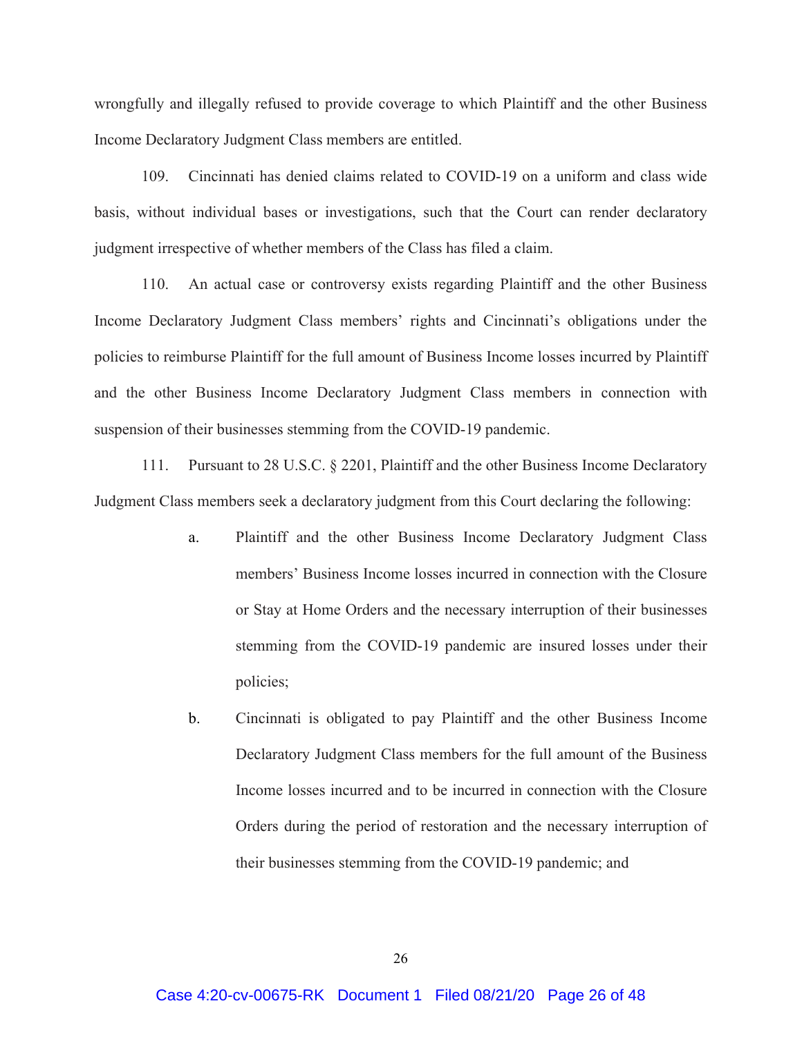wrongfully and illegally refused to provide coverage to which Plaintiff and the other Business Income Declaratory Judgment Class members are entitled.

109. Cincinnati has denied claims related to COVID-19 on a uniform and class wide basis, without individual bases or investigations, such that the Court can render declaratory judgment irrespective of whether members of the Class has filed a claim.

110. An actual case or controversy exists regarding Plaintiff and the other Business Income Declaratory Judgment Class members' rights and Cincinnati's obligations under the policies to reimburse Plaintiff for the full amount of Business Income losses incurred by Plaintiff and the other Business Income Declaratory Judgment Class members in connection with suspension of their businesses stemming from the COVID-19 pandemic.

111. Pursuant to 28 U.S.C. § 2201, Plaintiff and the other Business Income Declaratory Judgment Class members seek a declaratory judgment from this Court declaring the following:

a. Plaintiff and the other Business Income Declaratory Judgment Class members' Business Income losses incurred in connection with the Closure or Stay at Home Orders and the necessary interruption of their businesses stemming from the COVID-19 pandemic are insured losses under their policies;

b. Cincinnati is obligated to pay Plaintiff and the other Business Income Declaratory Judgment Class members for the full amount of the Business Income losses incurred and to be incurred in connection with the Closure Orders during the period of restoration and the necessary interruption of their businesses stemming from the COVID-19 pandemic; and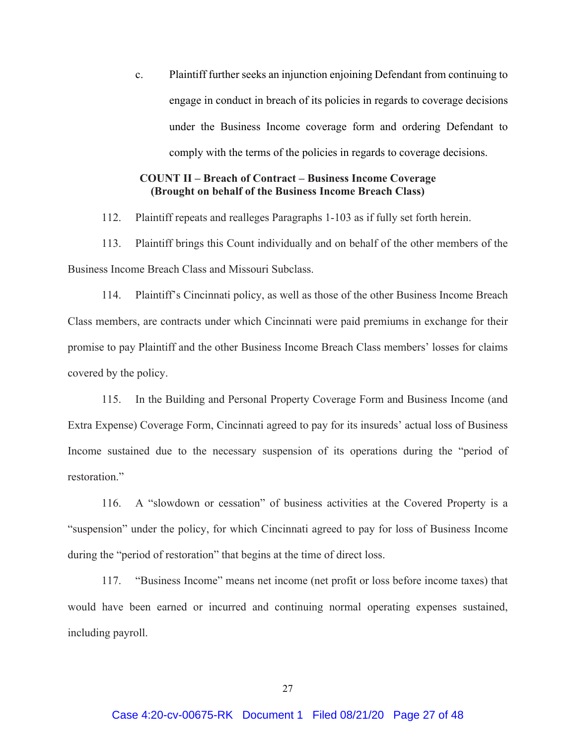c. Plaintiff further seeks an injunction enjoining Defendant from continuing to engage in conduct in breach of its policies in regards to coverage decisions under the Business Income coverage form and ordering Defendant to comply with the terms of the policies in regards to coverage decisions.

**COUNT II – Breach of Contract – Business Income Coverage**
**(Brought on behalf of the Business Income Breach Class)**

112. Plaintiff repeats and realleges Paragraphs 1-103 as if fully set forth herein.

113. Plaintiff brings this Count individually and on behalf of the other members of the Business Income Breach Class and Missouri Subclass.

114. Plaintiff's Cincinnati policy, as well as those of the other Business Income Breach Class members, are contracts under which Cincinnati were paid premiums in exchange for their promise to pay Plaintiff and the other Business Income Breach Class members' losses for claims covered by the policy.

115. In the Building and Personal Property Coverage Form and Business Income (and Extra Expense) Coverage Form, Cincinnati agreed to pay for its insureds' actual loss of Business Income sustained due to the necessary suspension of its operations during the "period of restoration."

116. A "slowdown or cessation" of business activities at the Covered Property is a "suspension" under the policy, for which Cincinnati agreed to pay for loss of Business Income during the "period of restoration" that begins at the time of direct loss.

117. "Business Income" means net income (net profit or loss before income taxes) that would have been earned or incurred and continuing normal operating expenses sustained, including payroll.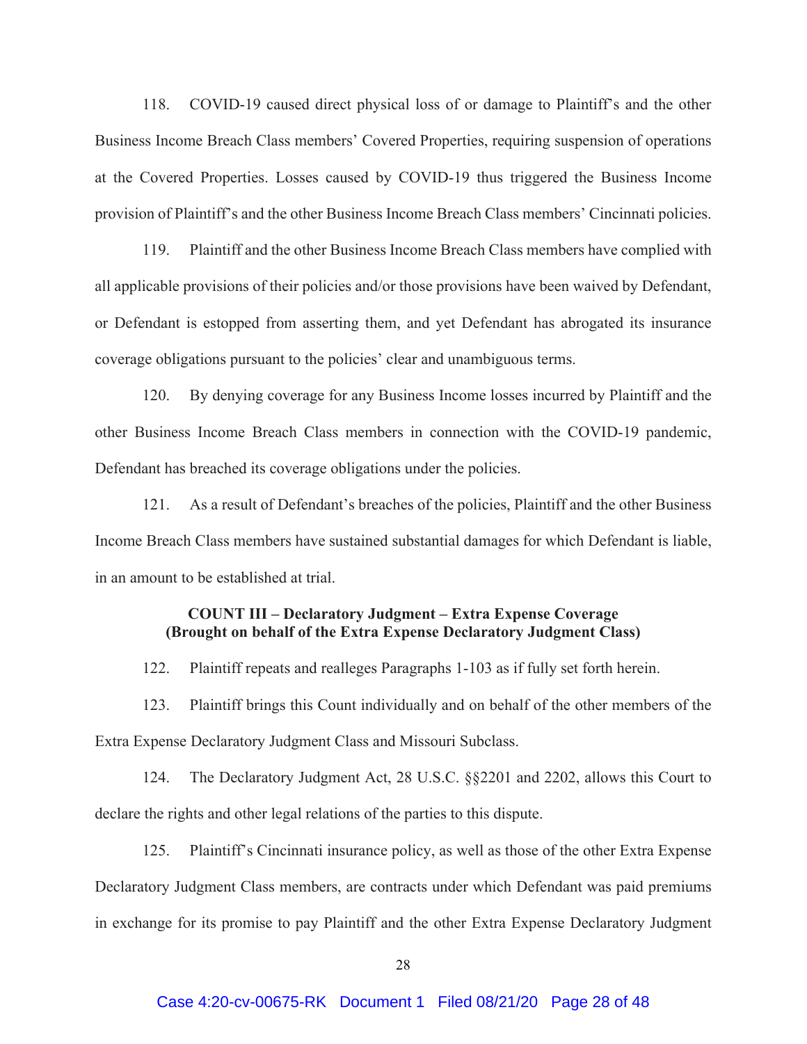118. COVID-19 caused direct physical loss of or damage to Plaintiff's and the other Business Income Breach Class members' Covered Properties, requiring suspension of operations at the Covered Properties. Losses caused by COVID-19 thus triggered the Business Income provision of Plaintiff's and the other Business Income Breach Class members' Cincinnati policies.

119. Plaintiff and the other Business Income Breach Class members have complied with all applicable provisions of their policies and/or those provisions have been waived by Defendant, or Defendant is estopped from asserting them, and yet Defendant has abrogated its insurance coverage obligations pursuant to the policies' clear and unambiguous terms.

120. By denying coverage for any Business Income losses incurred by Plaintiff and the other Business Income Breach Class members in connection with the COVID-19 pandemic, Defendant has breached its coverage obligations under the policies.

121. As a result of Defendant's breaches of the policies, Plaintiff and the other Business Income Breach Class members have sustained substantial damages for which Defendant is liable, in an amount to be established at trial.

**COUNT III – Declaratory Judgment – Extra Expense Coverage**
**(Brought on behalf of the Extra Expense Declaratory Judgment Class)**

122. Plaintiff repeats and realleges Paragraphs 1-103 as if fully set forth herein.

123. Plaintiff brings this Count individually and on behalf of the other members of the Extra Expense Declaratory Judgment Class and Missouri Subclass.

124. The Declaratory Judgment Act, 28 U.S.C. §§2201 and 2202, allows this Court to declare the rights and other legal relations of the parties to this dispute.

125. Plaintiff's Cincinnati insurance policy, as well as those of the other Extra Expense Declaratory Judgment Class members, are contracts under which Defendant was paid premiums in exchange for its promise to pay Plaintiff and the other Extra Expense Declaratory Judgment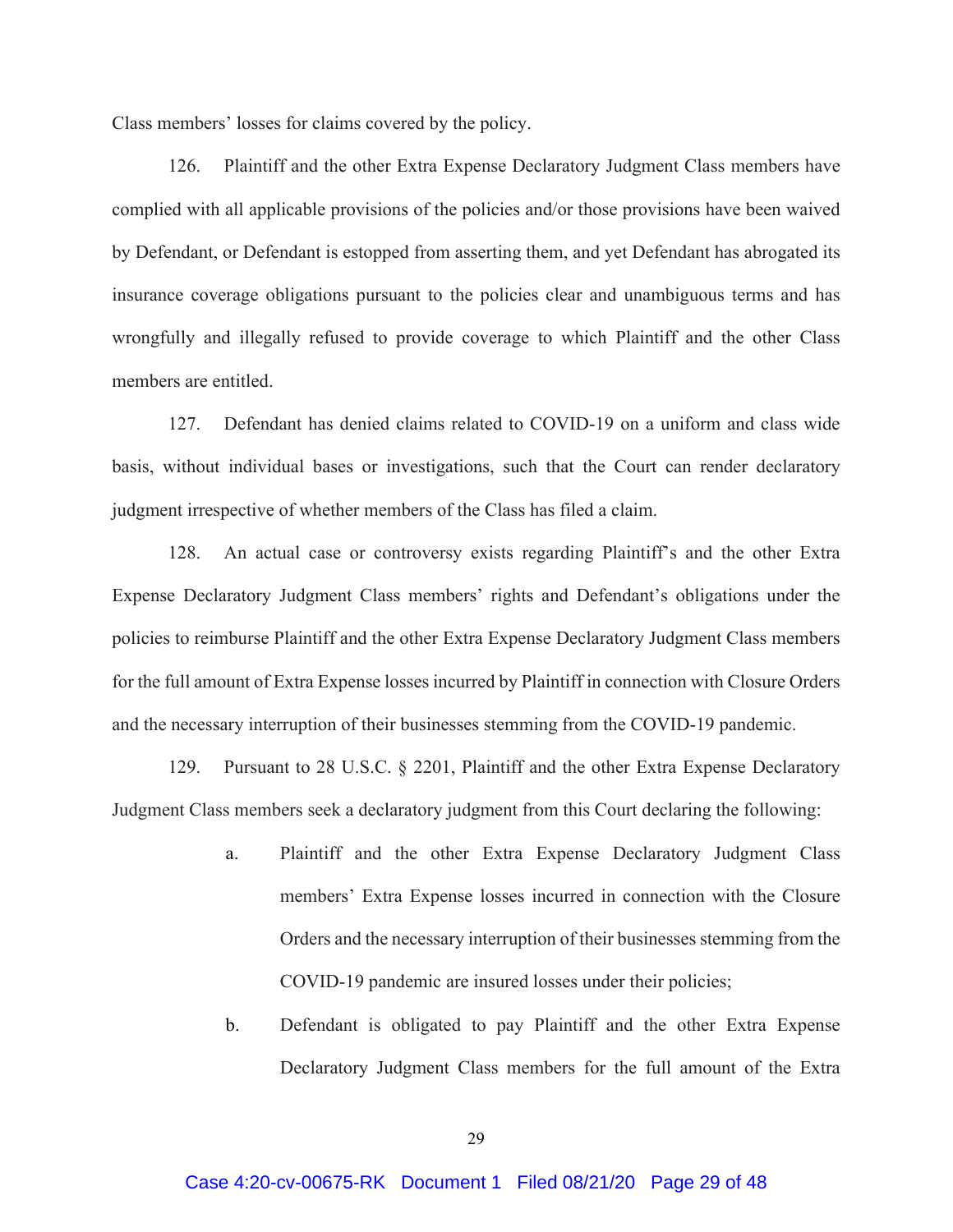Class members' losses for claims covered by the policy.

126. Plaintiff and the other Extra Expense Declaratory Judgment Class members have complied with all applicable provisions of the policies and/or those provisions have been waived by Defendant, or Defendant is estopped from asserting them, and yet Defendant has abrogated its insurance coverage obligations pursuant to the policies clear and unambiguous terms and has wrongfully and illegally refused to provide coverage to which Plaintiff and the other Class members are entitled.

127. Defendant has denied claims related to COVID-19 on a uniform and class wide basis, without individual bases or investigations, such that the Court can render declaratory judgment irrespective of whether members of the Class has filed a claim.

128. An actual case or controversy exists regarding Plaintiff's and the other Extra Expense Declaratory Judgment Class members' rights and Defendant's obligations under the policies to reimburse Plaintiff and the other Extra Expense Declaratory Judgment Class members for the full amount of Extra Expense losses incurred by Plaintiff in connection with Closure Orders and the necessary interruption of their businesses stemming from the COVID-19 pandemic.

129. Pursuant to 28 U.S.C. § 2201, Plaintiff and the other Extra Expense Declaratory Judgment Class members seek a declaratory judgment from this Court declaring the following:

a. Plaintiff and the other Extra Expense Declaratory Judgment Class members' Extra Expense losses incurred in connection with the Closure Orders and the necessary interruption of their businesses stemming from the COVID-19 pandemic are insured losses under their policies;

b. Defendant is obligated to pay Plaintiff and the other Extra Expense Declaratory Judgment Class members for the full amount of the Extra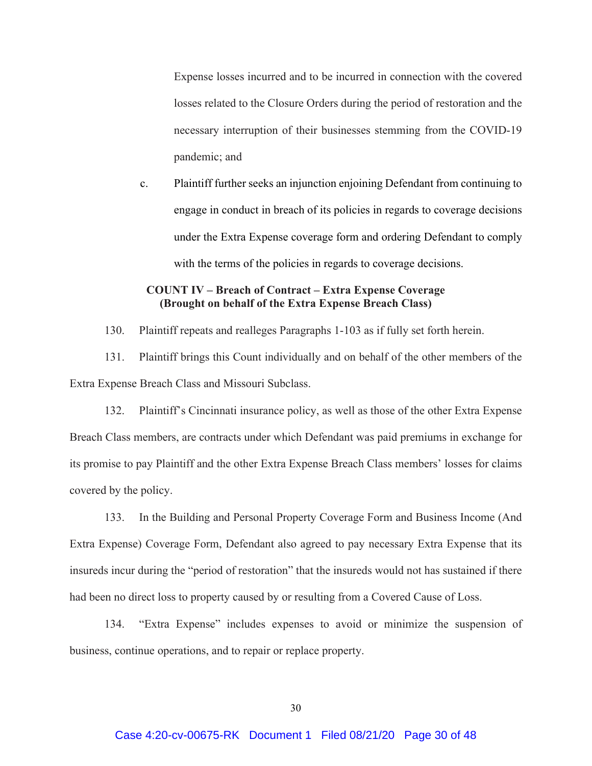Expense losses incurred and to be incurred in connection with the covered losses related to the Closure Orders during the period of restoration and the necessary interruption of their businesses stemming from the COVID-19 pandemic; and

c. Plaintiff further seeks an injunction enjoining Defendant from continuing to engage in conduct in breach of its policies in regards to coverage decisions under the Extra Expense coverage form and ordering Defendant to comply with the terms of the policies in regards to coverage decisions.

**COUNT IV – Breach of Contract – Extra Expense Coverage**
**(Brought on behalf of the Extra Expense Breach Class)**

130. Plaintiff repeats and realleges Paragraphs 1-103 as if fully set forth herein.

131. Plaintiff brings this Count individually and on behalf of the other members of the Extra Expense Breach Class and Missouri Subclass.

132. Plaintiff's Cincinnati insurance policy, as well as those of the other Extra Expense Breach Class members, are contracts under which Defendant was paid premiums in exchange for its promise to pay Plaintiff and the other Extra Expense Breach Class members' losses for claims covered by the policy.

133. In the Building and Personal Property Coverage Form and Business Income (And Extra Expense) Coverage Form, Defendant also agreed to pay necessary Extra Expense that its insureds incur during the "period of restoration" that the insureds would not has sustained if there had been no direct loss to property caused by or resulting from a Covered Cause of Loss.

134. "Extra Expense" includes expenses to avoid or minimize the suspension of business, continue operations, and to repair or replace property.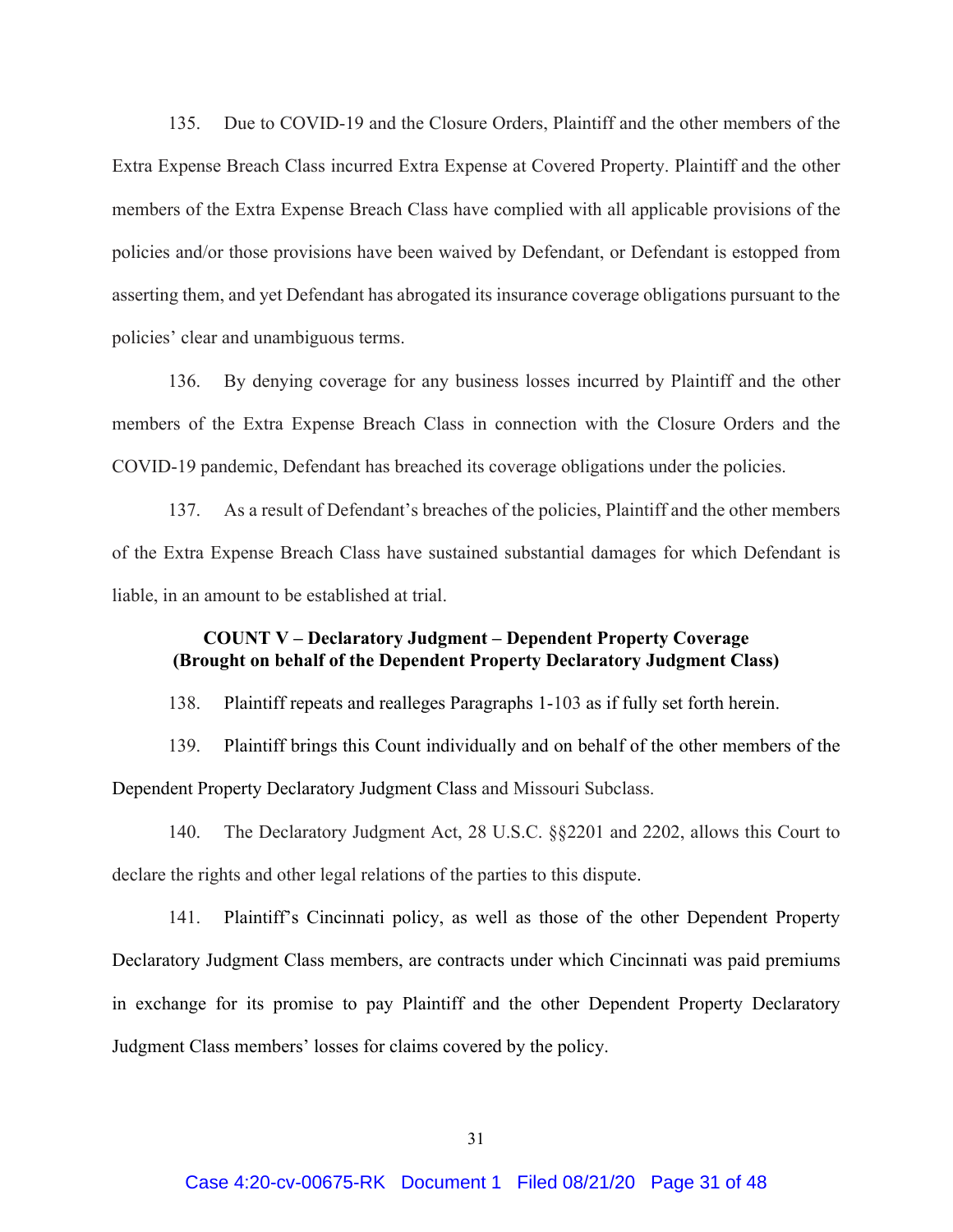135. Due to COVID-19 and the Closure Orders, Plaintiff and the other members of the Extra Expense Breach Class incurred Extra Expense at Covered Property. Plaintiff and the other members of the Extra Expense Breach Class have complied with all applicable provisions of the policies and/or those provisions have been waived by Defendant, or Defendant is estopped from asserting them, and yet Defendant has abrogated its insurance coverage obligations pursuant to the policies' clear and unambiguous terms.

136. By denying coverage for any business losses incurred by Plaintiff and the other members of the Extra Expense Breach Class in connection with the Closure Orders and the COVID-19 pandemic, Defendant has breached its coverage obligations under the policies.

137. As a result of Defendant's breaches of the policies, Plaintiff and the other members of the Extra Expense Breach Class have sustained substantial damages for which Defendant is liable, in an amount to be established at trial.

**COUNT V – Declaratory Judgment – Dependent Property Coverage**
**(Brought on behalf of the Dependent Property Declaratory Judgment Class)**

138. Plaintiff repeats and realleges Paragraphs 1-103 as if fully set forth herein.

139. Plaintiff brings this Count individually and on behalf of the other members of the Dependent Property Declaratory Judgment Class and Missouri Subclass.

140. The Declaratory Judgment Act, 28 U.S.C. §§2201 and 2202, allows this Court to declare the rights and other legal relations of the parties to this dispute.

141. Plaintiff's Cincinnati policy, as well as those of the other Dependent Property Declaratory Judgment Class members, are contracts under which Cincinnati was paid premiums in exchange for its promise to pay Plaintiff and the other Dependent Property Declaratory Judgment Class members' losses for claims covered by the policy.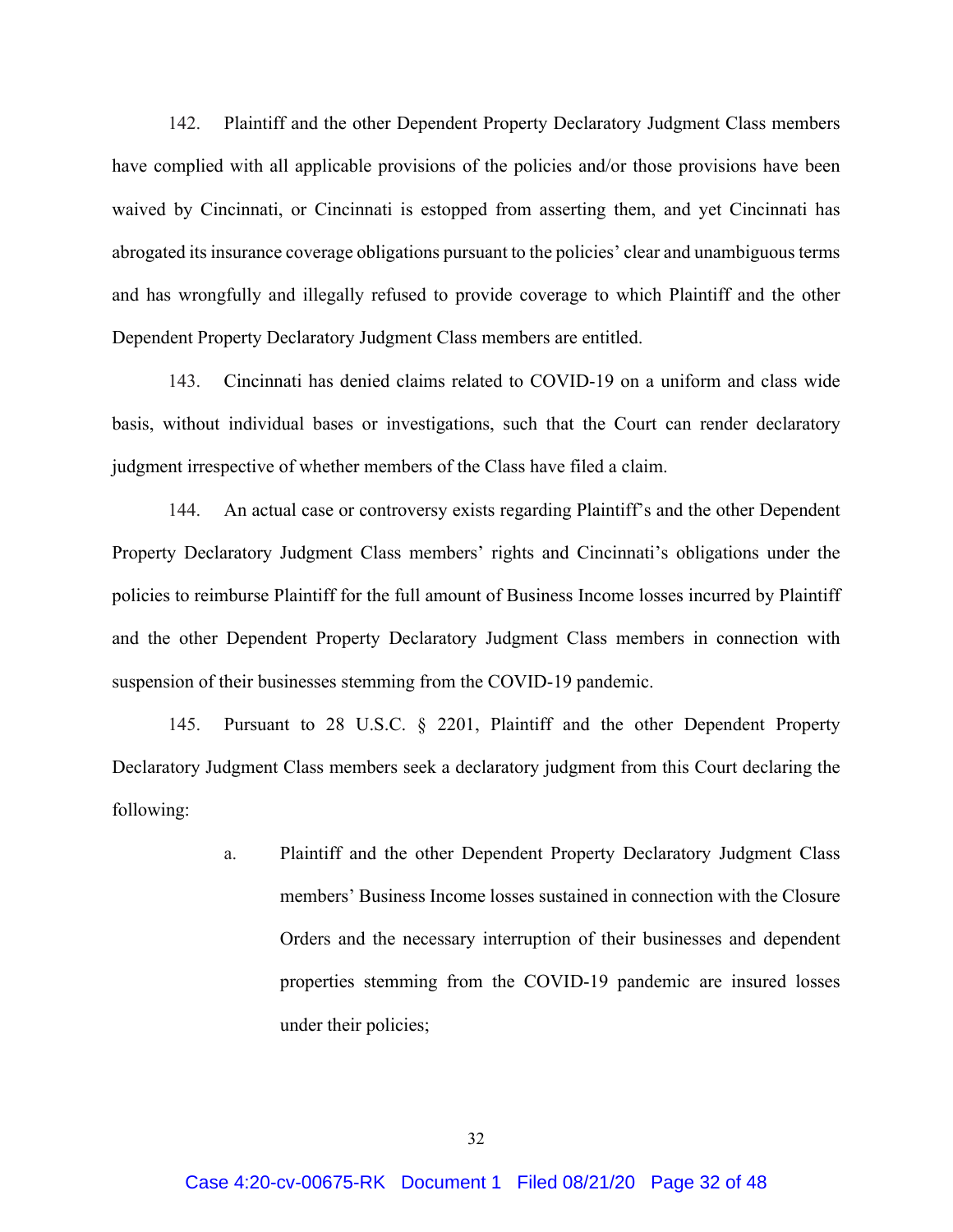142. Plaintiff and the other Dependent Property Declaratory Judgment Class members have complied with all applicable provisions of the policies and/or those provisions have been waived by Cincinnati, or Cincinnati is estopped from asserting them, and yet Cincinnati has abrogated its insurance coverage obligations pursuant to the policies' clear and unambiguous terms and has wrongfully and illegally refused to provide coverage to which Plaintiff and the other Dependent Property Declaratory Judgment Class members are entitled.

143. Cincinnati has denied claims related to COVID-19 on a uniform and class wide basis, without individual bases or investigations, such that the Court can render declaratory judgment irrespective of whether members of the Class have filed a claim.

144. An actual case or controversy exists regarding Plaintiff's and the other Dependent Property Declaratory Judgment Class members' rights and Cincinnati's obligations under the policies to reimburse Plaintiff for the full amount of Business Income losses incurred by Plaintiff and the other Dependent Property Declaratory Judgment Class members in connection with suspension of their businesses stemming from the COVID-19 pandemic.

145. Pursuant to 28 U.S.C. § 2201, Plaintiff and the other Dependent Property Declaratory Judgment Class members seek a declaratory judgment from this Court declaring the following:

a. Plaintiff and the other Dependent Property Declaratory Judgment Class members' Business Income losses sustained in connection with the Closure Orders and the necessary interruption of their businesses and dependent properties stemming from the COVID-19 pandemic are insured losses under their policies;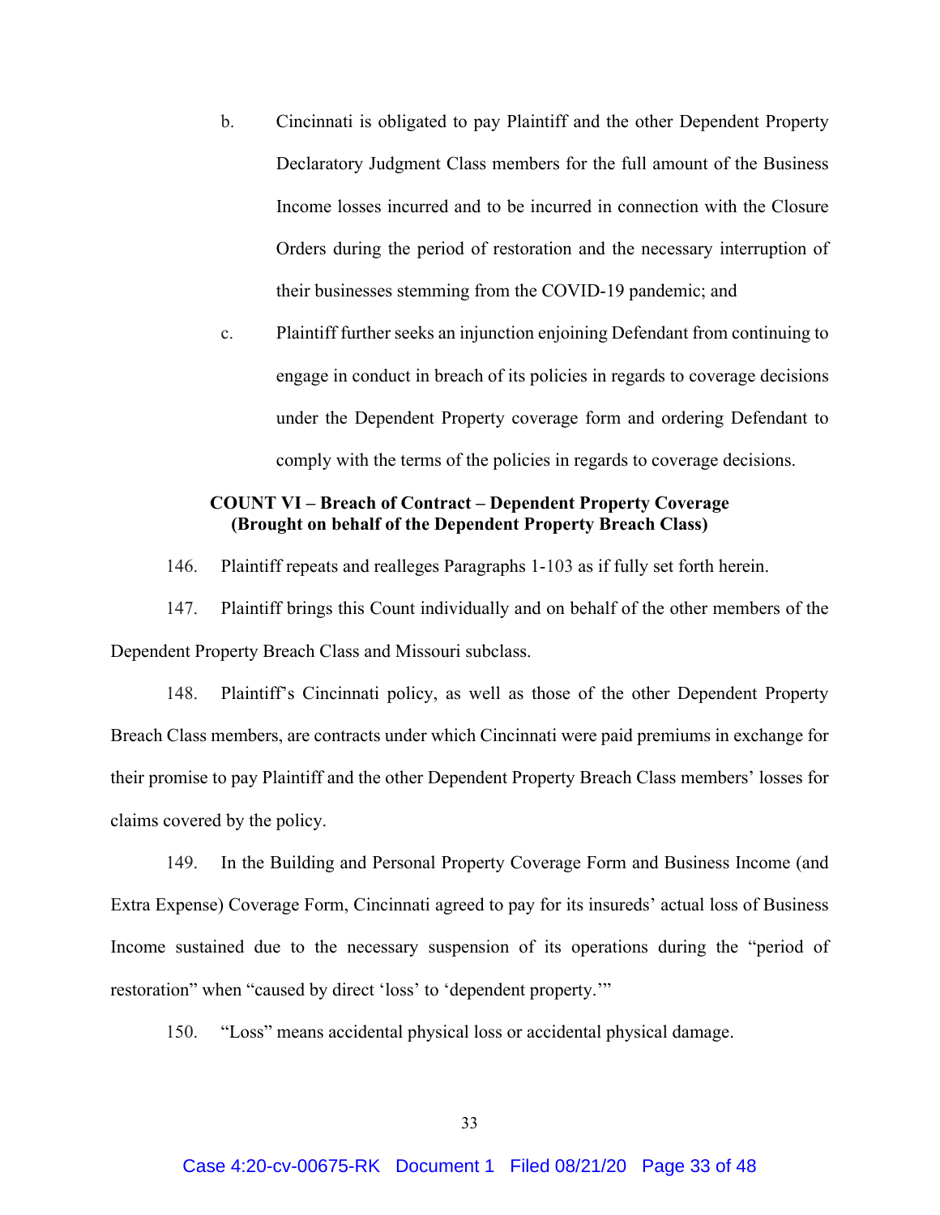b. Cincinnati is obligated to pay Plaintiff and the other Dependent Property Declaratory Judgment Class members for the full amount of the Business Income losses incurred and to be incurred in connection with the Closure Orders during the period of restoration and the necessary interruption of their businesses stemming from the COVID-19 pandemic; and

c. Plaintiff further seeks an injunction enjoining Defendant from continuing to engage in conduct in breach of its policies in regards to coverage decisions under the Dependent Property coverage form and ordering Defendant to comply with the terms of the policies in regards to coverage decisions.

**COUNT VI – Breach of Contract – Dependent Property Coverage (Brought on behalf of the Dependent Property Breach Class)**

146. Plaintiff repeats and realleges Paragraphs 1-103 as if fully set forth herein.

147. Plaintiff brings this Count individually and on behalf of the other members of the Dependent Property Breach Class and Missouri subclass.

148. Plaintiff's Cincinnati policy, as well as those of the other Dependent Property Breach Class members, are contracts under which Cincinnati were paid premiums in exchange for their promise to pay Plaintiff and the other Dependent Property Breach Class members' losses for claims covered by the policy.

149. In the Building and Personal Property Coverage Form and Business Income (and Extra Expense) Coverage Form, Cincinnati agreed to pay for its insureds' actual loss of Business Income sustained due to the necessary suspension of its operations during the "period of restoration" when "caused by direct 'loss' to 'dependent property.'"

150. "Loss" means accidental physical loss or accidental physical damage.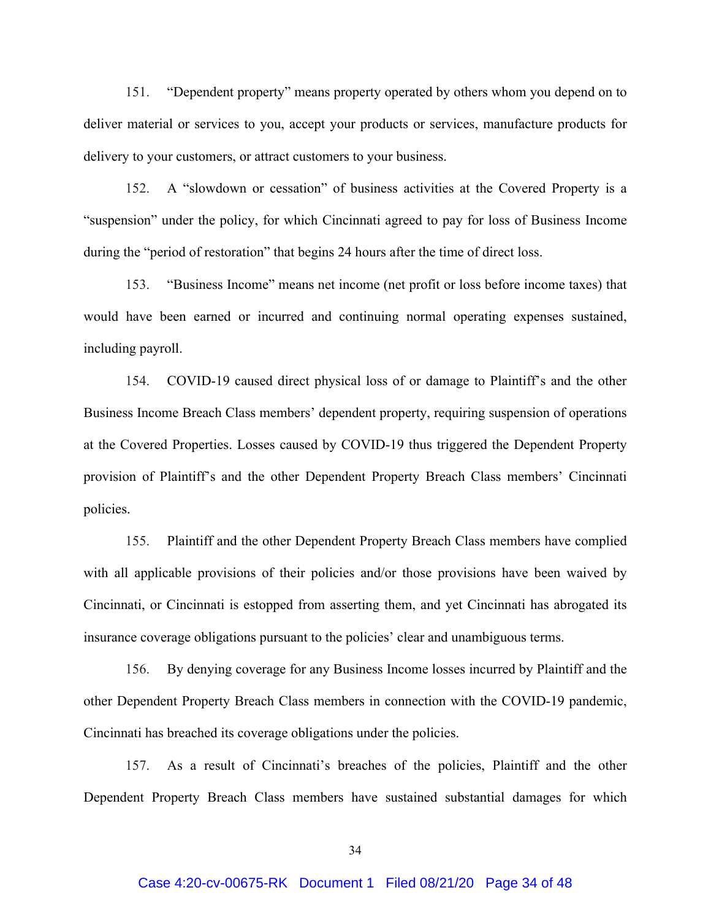151. "Dependent property" means property operated by others whom you depend on to deliver material or services to you, accept your products or services, manufacture products for delivery to your customers, or attract customers to your business.

152. A "slowdown or cessation" of business activities at the Covered Property is a "suspension" under the policy, for which Cincinnati agreed to pay for loss of Business Income during the "period of restoration" that begins 24 hours after the time of direct loss.

153. "Business Income" means net income (net profit or loss before income taxes) that would have been earned or incurred and continuing normal operating expenses sustained, including payroll.

154. COVID-19 caused direct physical loss of or damage to Plaintiff's and the other Business Income Breach Class members' dependent property, requiring suspension of operations at the Covered Properties. Losses caused by COVID-19 thus triggered the Dependent Property provision of Plaintiff's and the other Dependent Property Breach Class members' Cincinnati policies.

155. Plaintiff and the other Dependent Property Breach Class members have complied with all applicable provisions of their policies and/or those provisions have been waived by Cincinnati, or Cincinnati is estopped from asserting them, and yet Cincinnati has abrogated its insurance coverage obligations pursuant to the policies' clear and unambiguous terms.

156. By denying coverage for any Business Income losses incurred by Plaintiff and the other Dependent Property Breach Class members in connection with the COVID-19 pandemic, Cincinnati has breached its coverage obligations under the policies.

157. As a result of Cincinnati's breaches of the policies, Plaintiff and the other Dependent Property Breach Class members have sustained substantial damages for which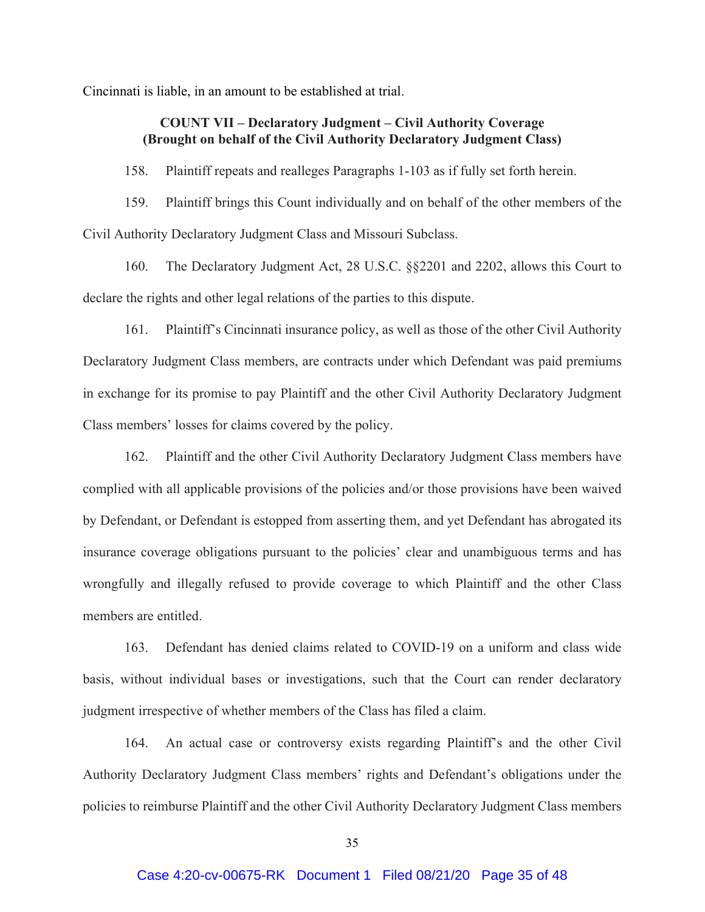Cincinnati is liable, in an amount to be established at trial.

**COUNT VII – Declaratory Judgment – Civil Authority Coverage**
**(Brought on behalf of the Civil Authority Declaratory Judgment Class)**

158. Plaintiff repeats and realleges Paragraphs 1-103 as if fully set forth herein.

159. Plaintiff brings this Count individually and on behalf of the other members of the Civil Authority Declaratory Judgment Class and Missouri Subclass.

160. The Declaratory Judgment Act, 28 U.S.C. §§2201 and 2202, allows this Court to declare the rights and other legal relations of the parties to this dispute.

161. Plaintiff's Cincinnati insurance policy, as well as those of the other Civil Authority Declaratory Judgment Class members, are contracts under which Defendant was paid premiums in exchange for its promise to pay Plaintiff and the other Civil Authority Declaratory Judgment Class members' losses for claims covered by the policy.

162. Plaintiff and the other Civil Authority Declaratory Judgment Class members have complied with all applicable provisions of the policies and/or those provisions have been waived by Defendant, or Defendant is estopped from asserting them, and yet Defendant has abrogated its insurance coverage obligations pursuant to the policies' clear and unambiguous terms and has wrongfully and illegally refused to provide coverage to which Plaintiff and the other Class members are entitled.

163. Defendant has denied claims related to COVID-19 on a uniform and class wide basis, without individual bases or investigations, such that the Court can render declaratory judgment irrespective of whether members of the Class has filed a claim.

164. An actual case or controversy exists regarding Plaintiff's and the other Civil Authority Declaratory Judgment Class members' rights and Defendant's obligations under the policies to reimburse Plaintiff and the other Civil Authority Declaratory Judgment Class members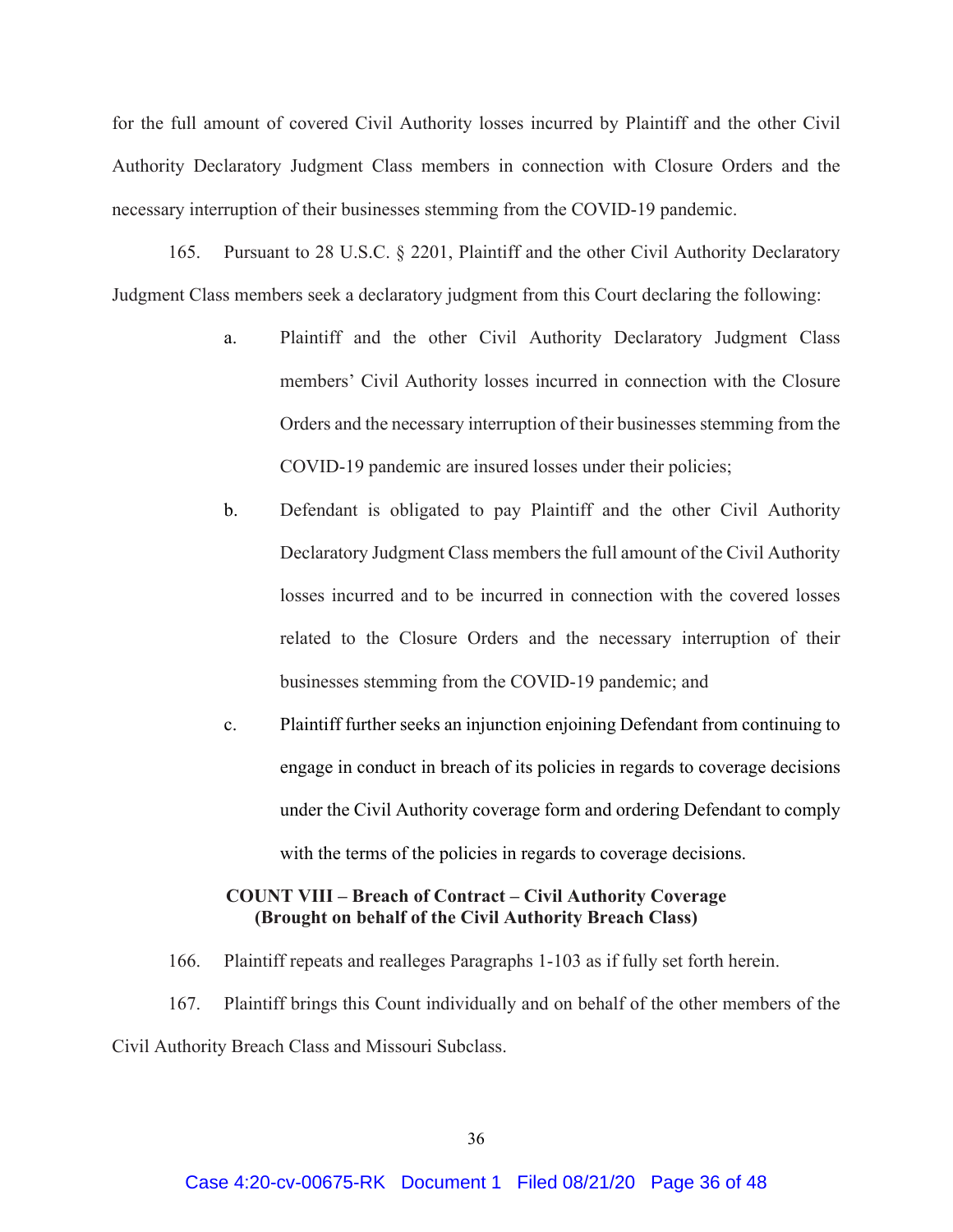for the full amount of covered Civil Authority losses incurred by Plaintiff and the other Civil Authority Declaratory Judgment Class members in connection with Closure Orders and the necessary interruption of their businesses stemming from the COVID-19 pandemic.

165. Pursuant to 28 U.S.C. § 2201, Plaintiff and the other Civil Authority Declaratory Judgment Class members seek a declaratory judgment from this Court declaring the following:

a. Plaintiff and the other Civil Authority Declaratory Judgment Class members' Civil Authority losses incurred in connection with the Closure Orders and the necessary interruption of their businesses stemming from the COVID-19 pandemic are insured losses under their policies;

b. Defendant is obligated to pay Plaintiff and the other Civil Authority Declaratory Judgment Class members the full amount of the Civil Authority losses incurred and to be incurred in connection with the covered losses related to the Closure Orders and the necessary interruption of their businesses stemming from the COVID-19 pandemic; and

c. Plaintiff further seeks an injunction enjoining Defendant from continuing to engage in conduct in breach of its policies in regards to coverage decisions under the Civil Authority coverage form and ordering Defendant to comply with the terms of the policies in regards to coverage decisions.

**COUNT VIII – Breach of Contract – Civil Authority Coverage**
**(Brought on behalf of the Civil Authority Breach Class)**

166. Plaintiff repeats and realleges Paragraphs 1-103 as if fully set forth herein.

167. Plaintiff brings this Count individually and on behalf of the other members of the Civil Authority Breach Class and Missouri Subclass.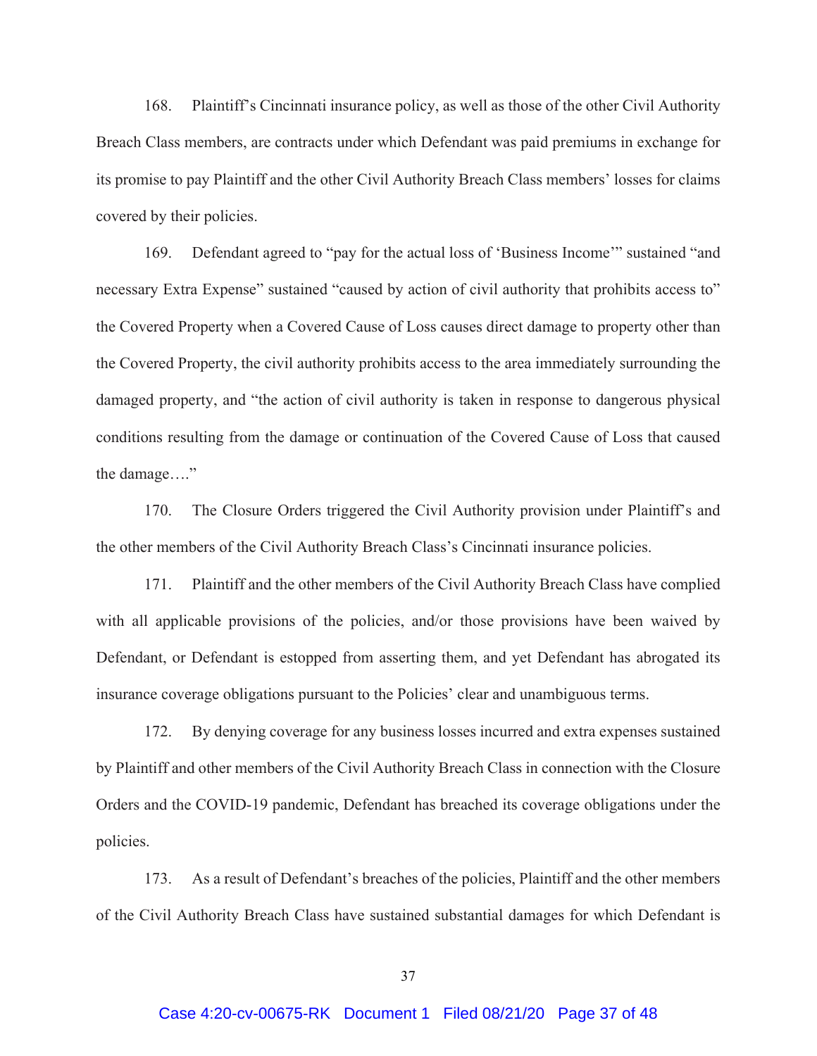168. Plaintiff's Cincinnati insurance policy, as well as those of the other Civil Authority Breach Class members, are contracts under which Defendant was paid premiums in exchange for its promise to pay Plaintiff and the other Civil Authority Breach Class members' losses for claims covered by their policies.

169. Defendant agreed to "pay for the actual loss of 'Business Income'" sustained "and necessary Extra Expense" sustained "caused by action of civil authority that prohibits access to" the Covered Property when a Covered Cause of Loss causes direct damage to property other than the Covered Property, the civil authority prohibits access to the area immediately surrounding the damaged property, and "the action of civil authority is taken in response to dangerous physical conditions resulting from the damage or continuation of the Covered Cause of Loss that caused the damage…."

170. The Closure Orders triggered the Civil Authority provision under Plaintiff's and the other members of the Civil Authority Breach Class's Cincinnati insurance policies.

171. Plaintiff and the other members of the Civil Authority Breach Class have complied with all applicable provisions of the policies, and/or those provisions have been waived by Defendant, or Defendant is estopped from asserting them, and yet Defendant has abrogated its insurance coverage obligations pursuant to the Policies' clear and unambiguous terms.

172. By denying coverage for any business losses incurred and extra expenses sustained by Plaintiff and other members of the Civil Authority Breach Class in connection with the Closure Orders and the COVID-19 pandemic, Defendant has breached its coverage obligations under the policies.

173. As a result of Defendant's breaches of the policies, Plaintiff and the other members of the Civil Authority Breach Class have sustained substantial damages for which Defendant is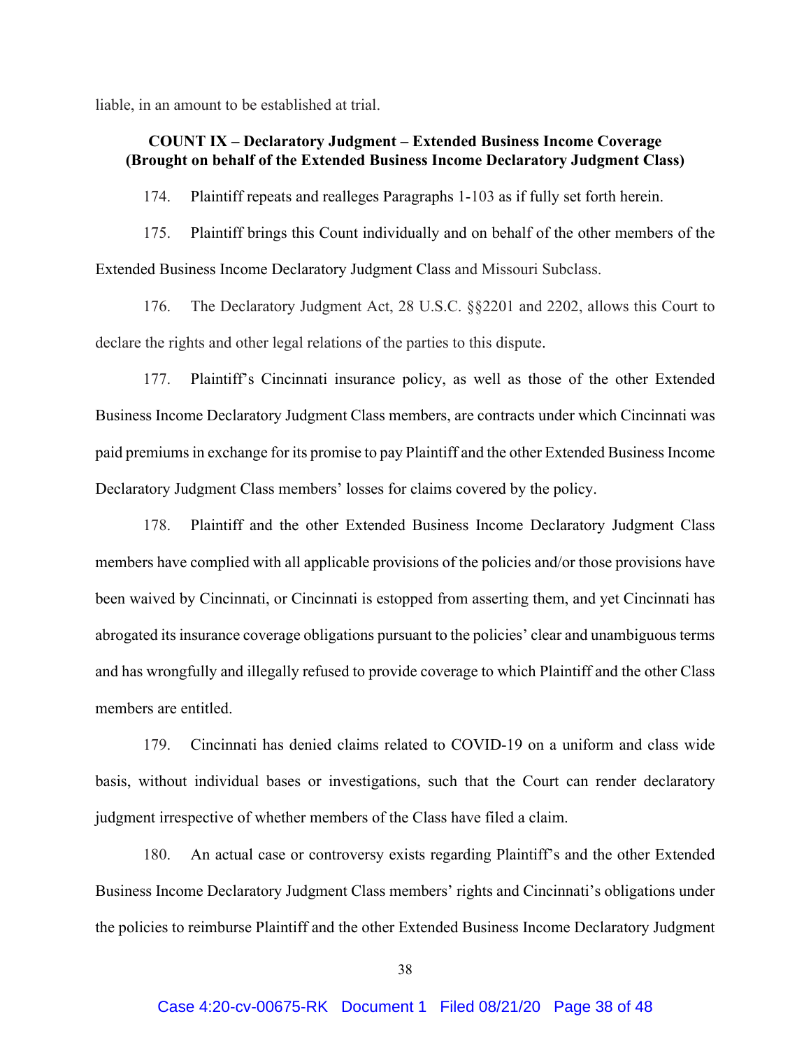liable, in an amount to be established at trial.

**COUNT IX – Declaratory Judgment – Extended Business Income Coverage (Brought on behalf of the Extended Business Income Declaratory Judgment Class)**

174. Plaintiff repeats and realleges Paragraphs 1-103 as if fully set forth herein.

175. Plaintiff brings this Count individually and on behalf of the other members of the Extended Business Income Declaratory Judgment Class and Missouri Subclass.

176. The Declaratory Judgment Act, 28 U.S.C. §§2201 and 2202, allows this Court to declare the rights and other legal relations of the parties to this dispute.

177. Plaintiff's Cincinnati insurance policy, as well as those of the other Extended Business Income Declaratory Judgment Class members, are contracts under which Cincinnati was paid premiums in exchange for its promise to pay Plaintiff and the other Extended Business Income Declaratory Judgment Class members' losses for claims covered by the policy.

178. Plaintiff and the other Extended Business Income Declaratory Judgment Class members have complied with all applicable provisions of the policies and/or those provisions have been waived by Cincinnati, or Cincinnati is estopped from asserting them, and yet Cincinnati has abrogated its insurance coverage obligations pursuant to the policies' clear and unambiguous terms and has wrongfully and illegally refused to provide coverage to which Plaintiff and the other Class members are entitled.

179. Cincinnati has denied claims related to COVID-19 on a uniform and class wide basis, without individual bases or investigations, such that the Court can render declaratory judgment irrespective of whether members of the Class have filed a claim.

180. An actual case or controversy exists regarding Plaintiff's and the other Extended Business Income Declaratory Judgment Class members' rights and Cincinnati's obligations under the policies to reimburse Plaintiff and the other Extended Business Income Declaratory Judgment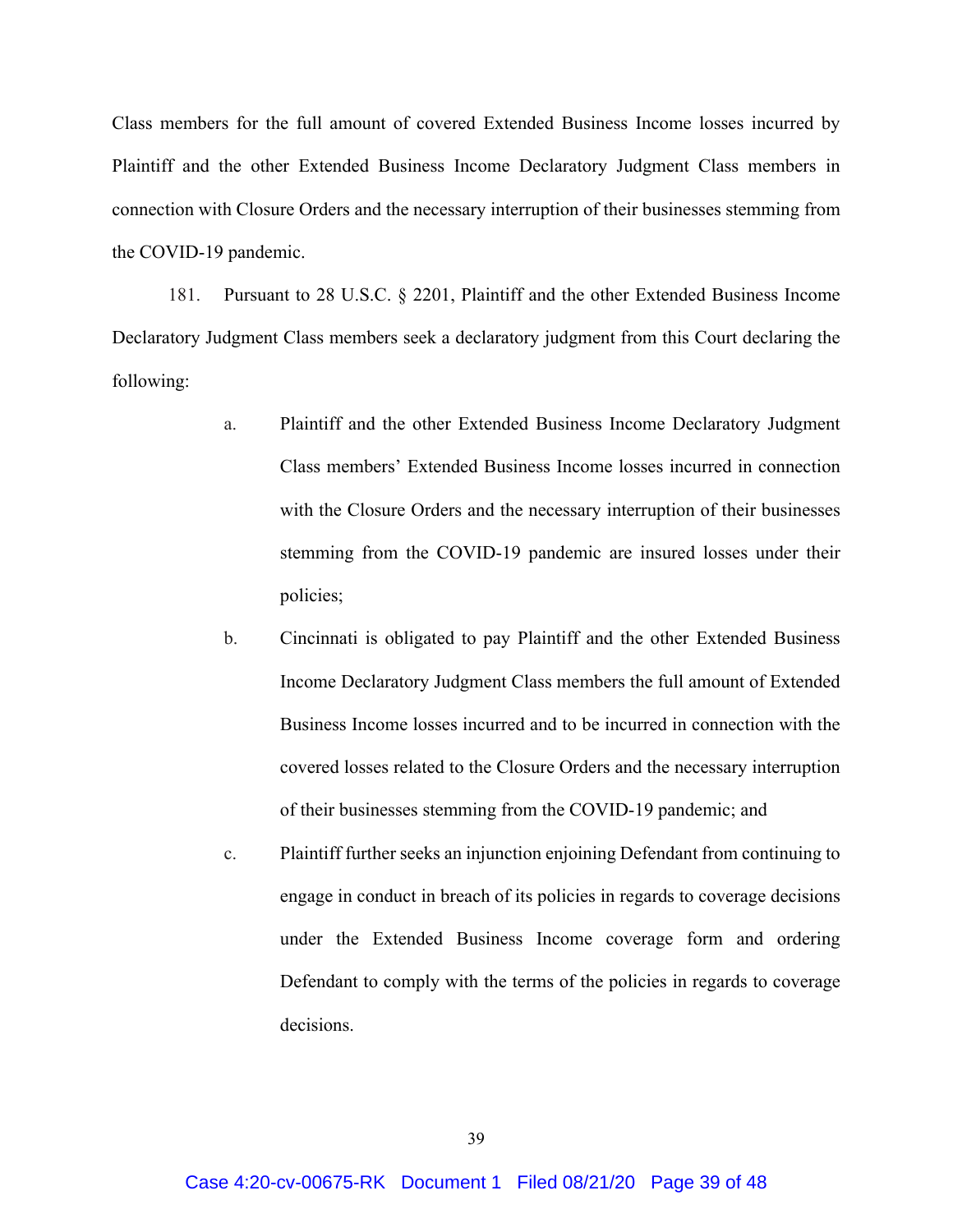Class members for the full amount of covered Extended Business Income losses incurred by Plaintiff and the other Extended Business Income Declaratory Judgment Class members in connection with Closure Orders and the necessary interruption of their businesses stemming from the COVID-19 pandemic.

181. Pursuant to 28 U.S.C. § 2201, Plaintiff and the other Extended Business Income Declaratory Judgment Class members seek a declaratory judgment from this Court declaring the following:

a. Plaintiff and the other Extended Business Income Declaratory Judgment Class members' Extended Business Income losses incurred in connection with the Closure Orders and the necessary interruption of their businesses stemming from the COVID-19 pandemic are insured losses under their policies;

b. Cincinnati is obligated to pay Plaintiff and the other Extended Business Income Declaratory Judgment Class members the full amount of Extended Business Income losses incurred and to be incurred in connection with the covered losses related to the Closure Orders and the necessary interruption of their businesses stemming from the COVID-19 pandemic; and

c. Plaintiff further seeks an injunction enjoining Defendant from continuing to engage in conduct in breach of its policies in regards to coverage decisions under the Extended Business Income coverage form and ordering Defendant to comply with the terms of the policies in regards to coverage decisions.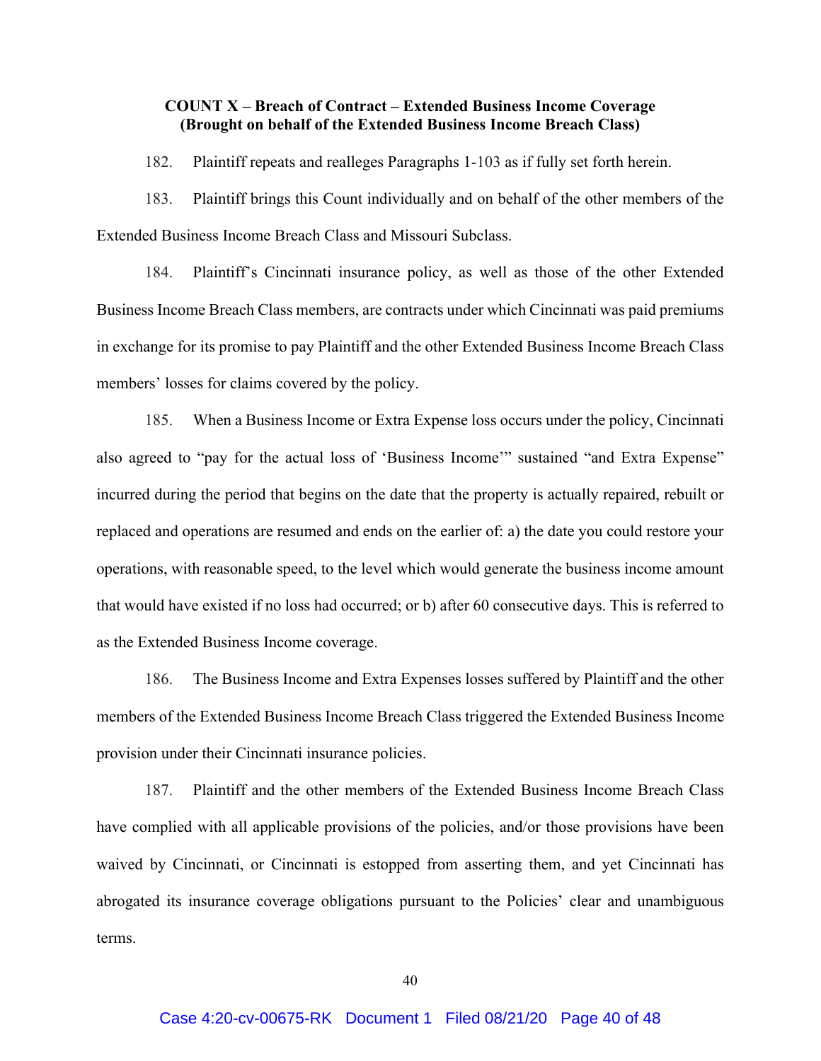**COUNT X – Breach of Contract – Extended Business Income Coverage**
**(Brought on behalf of the Extended Business Income Breach Class)**

182. Plaintiff repeats and realleges Paragraphs 1-103 as if fully set forth herein.

183. Plaintiff brings this Count individually and on behalf of the other members of the Extended Business Income Breach Class and Missouri Subclass.

184. Plaintiff's Cincinnati insurance policy, as well as those of the other Extended Business Income Breach Class members, are contracts under which Cincinnati was paid premiums in exchange for its promise to pay Plaintiff and the other Extended Business Income Breach Class members' losses for claims covered by the policy.

185. When a Business Income or Extra Expense loss occurs under the policy, Cincinnati also agreed to "pay for the actual loss of 'Business Income'" sustained "and Extra Expense" incurred during the period that begins on the date that the property is actually repaired, rebuilt or replaced and operations are resumed and ends on the earlier of: a) the date you could restore your operations, with reasonable speed, to the level which would generate the business income amount that would have existed if no loss had occurred; or b) after 60 consecutive days. This is referred to as the Extended Business Income coverage.

186. The Business Income and Extra Expenses losses suffered by Plaintiff and the other members of the Extended Business Income Breach Class triggered the Extended Business Income provision under their Cincinnati insurance policies.

187. Plaintiff and the other members of the Extended Business Income Breach Class have complied with all applicable provisions of the policies, and/or those provisions have been waived by Cincinnati, or Cincinnati is estopped from asserting them, and yet Cincinnati has abrogated its insurance coverage obligations pursuant to the Policies' clear and unambiguous terms.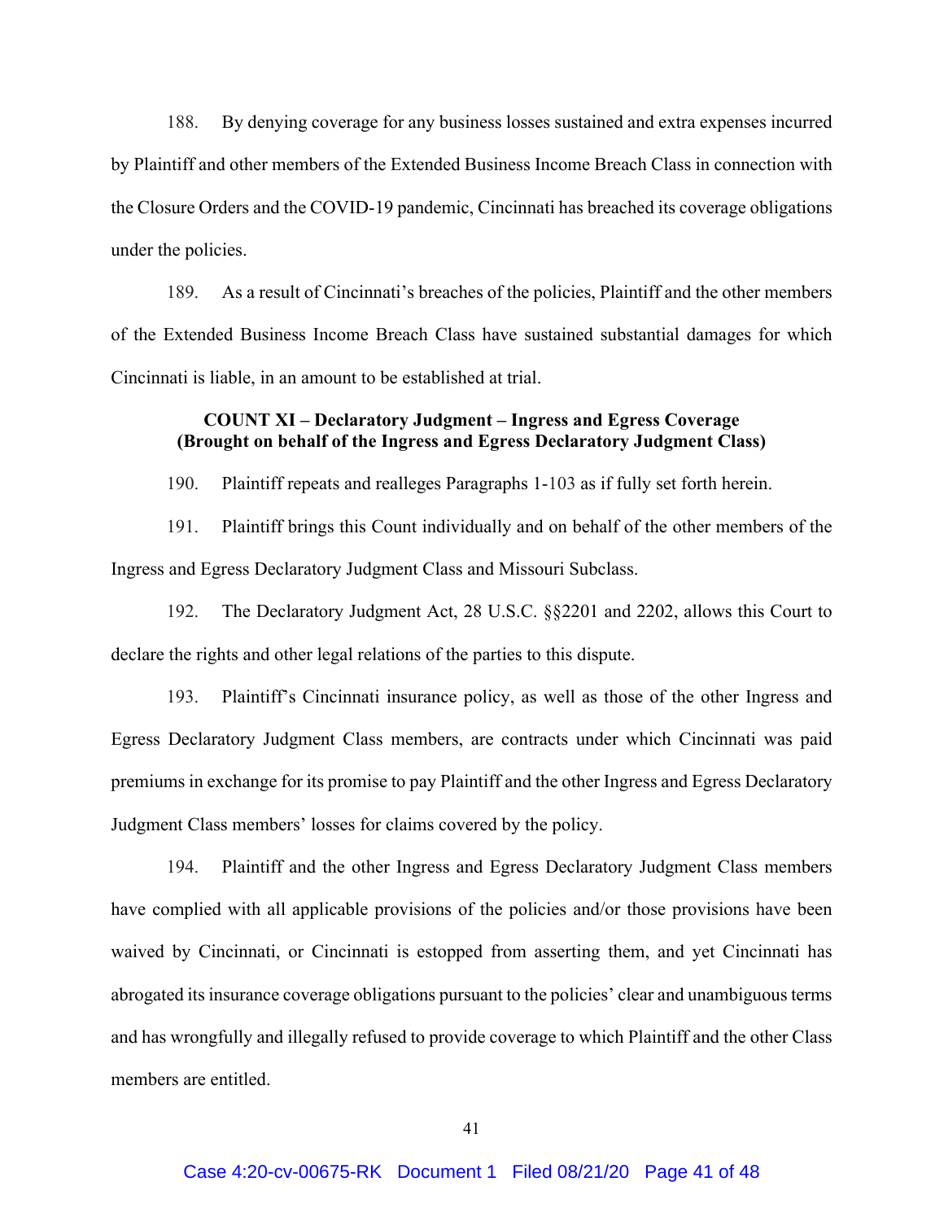188. By denying coverage for any business losses sustained and extra expenses incurred by Plaintiff and other members of the Extended Business Income Breach Class in connection with the Closure Orders and the COVID-19 pandemic, Cincinnati has breached its coverage obligations under the policies.

189. As a result of Cincinnati's breaches of the policies, Plaintiff and the other members of the Extended Business Income Breach Class have sustained substantial damages for which Cincinnati is liable, in an amount to be established at trial.

**COUNT XI – Declaratory Judgment – Ingress and Egress Coverage**
**(Brought on behalf of the Ingress and Egress Declaratory Judgment Class)**

190. Plaintiff repeats and realleges Paragraphs 1-103 as if fully set forth herein.

191. Plaintiff brings this Count individually and on behalf of the other members of the Ingress and Egress Declaratory Judgment Class and Missouri Subclass.

192. The Declaratory Judgment Act, 28 U.S.C. §§2201 and 2202, allows this Court to declare the rights and other legal relations of the parties to this dispute.

193. Plaintiff's Cincinnati insurance policy, as well as those of the other Ingress and Egress Declaratory Judgment Class members, are contracts under which Cincinnati was paid premiums in exchange for its promise to pay Plaintiff and the other Ingress and Egress Declaratory Judgment Class members' losses for claims covered by the policy.

194. Plaintiff and the other Ingress and Egress Declaratory Judgment Class members have complied with all applicable provisions of the policies and/or those provisions have been waived by Cincinnati, or Cincinnati is estopped from asserting them, and yet Cincinnati has abrogated its insurance coverage obligations pursuant to the policies' clear and unambiguous terms and has wrongfully and illegally refused to provide coverage to which Plaintiff and the other Class members are entitled.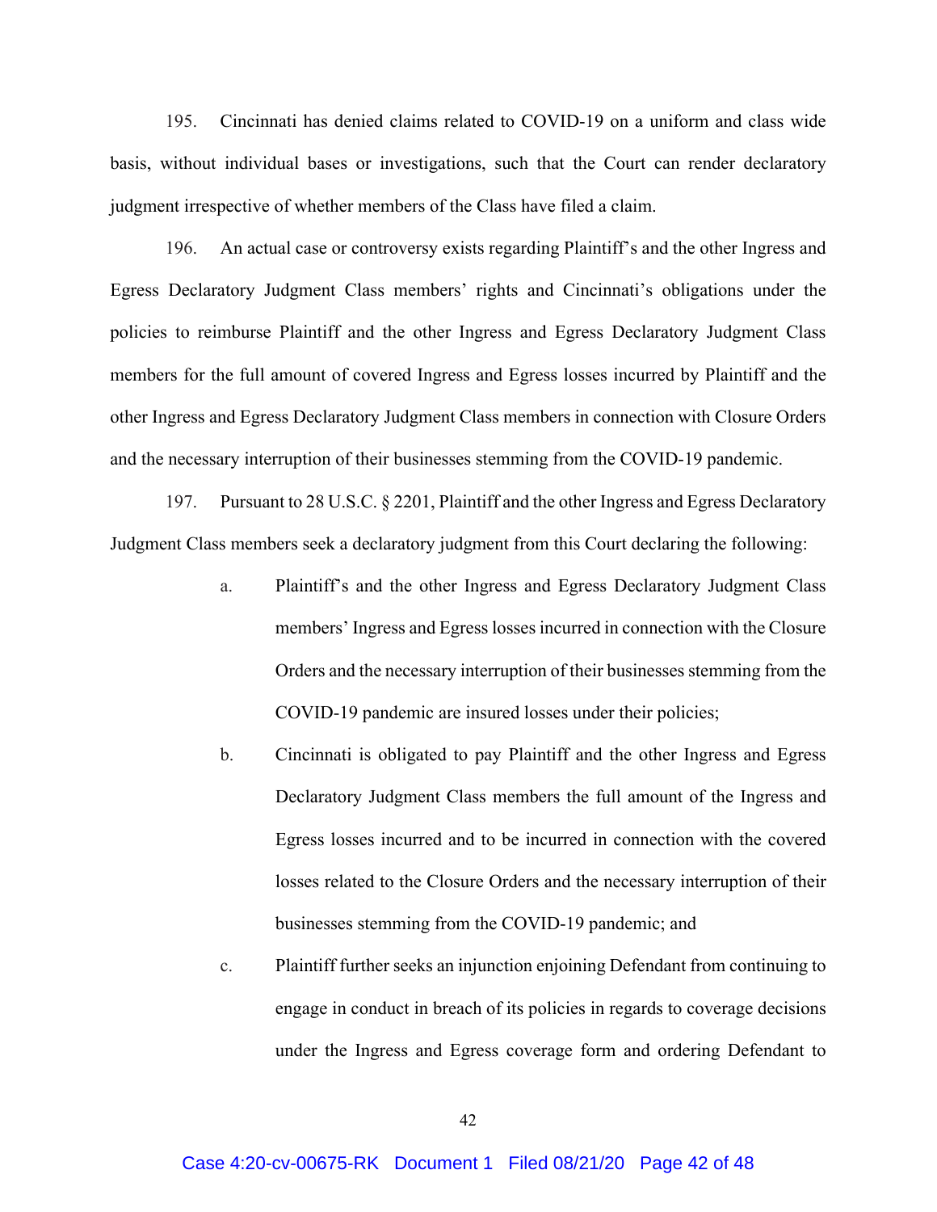195. Cincinnati has denied claims related to COVID-19 on a uniform and class wide basis, without individual bases or investigations, such that the Court can render declaratory judgment irrespective of whether members of the Class have filed a claim.

196. An actual case or controversy exists regarding Plaintiff's and the other Ingress and Egress Declaratory Judgment Class members' rights and Cincinnati's obligations under the policies to reimburse Plaintiff and the other Ingress and Egress Declaratory Judgment Class members for the full amount of covered Ingress and Egress losses incurred by Plaintiff and the other Ingress and Egress Declaratory Judgment Class members in connection with Closure Orders and the necessary interruption of their businesses stemming from the COVID-19 pandemic.

197. Pursuant to 28 U.S.C. § 2201, Plaintiff and the other Ingress and Egress Declaratory Judgment Class members seek a declaratory judgment from this Court declaring the following:

a. Plaintiff's and the other Ingress and Egress Declaratory Judgment Class members' Ingress and Egress losses incurred in connection with the Closure Orders and the necessary interruption of their businesses stemming from the COVID-19 pandemic are insured losses under their policies;

b. Cincinnati is obligated to pay Plaintiff and the other Ingress and Egress Declaratory Judgment Class members the full amount of the Ingress and Egress losses incurred and to be incurred in connection with the covered losses related to the Closure Orders and the necessary interruption of their businesses stemming from the COVID-19 pandemic; and

c. Plaintiff further seeks an injunction enjoining Defendant from continuing to engage in conduct in breach of its policies in regards to coverage decisions under the Ingress and Egress coverage form and ordering Defendant to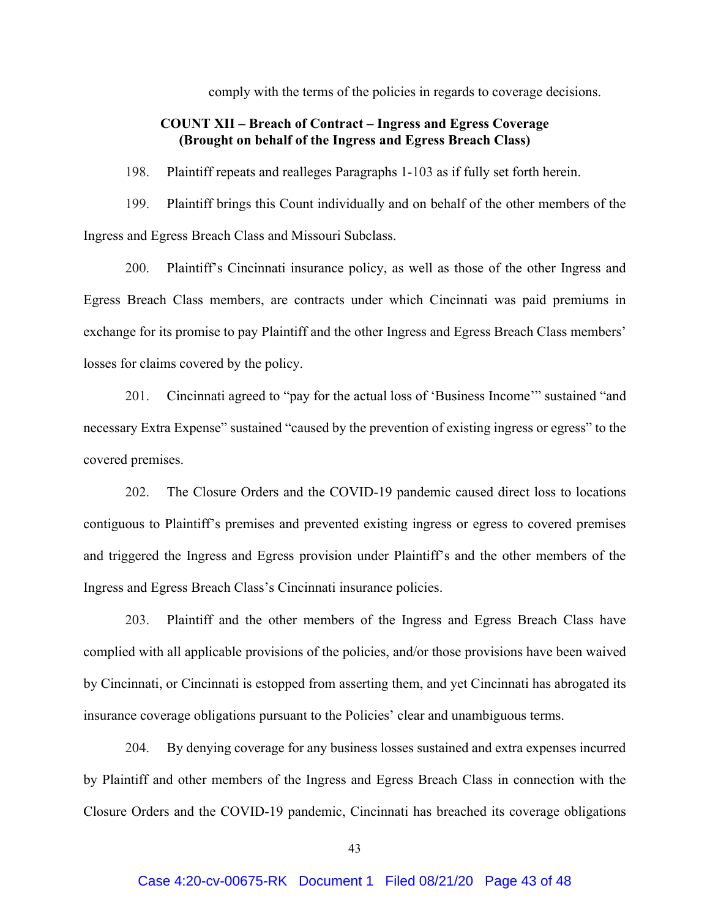comply with the terms of the policies in regards to coverage decisions.

**COUNT XII – Breach of Contract – Ingress and Egress Coverage**
**(Brought on behalf of the Ingress and Egress Breach Class)**

198. Plaintiff repeats and realleges Paragraphs 1-103 as if fully set forth herein.

199. Plaintiff brings this Count individually and on behalf of the other members of the Ingress and Egress Breach Class and Missouri Subclass.

200. Plaintiff's Cincinnati insurance policy, as well as those of the other Ingress and Egress Breach Class members, are contracts under which Cincinnati was paid premiums in exchange for its promise to pay Plaintiff and the other Ingress and Egress Breach Class members' losses for claims covered by the policy.

201. Cincinnati agreed to "pay for the actual loss of 'Business Income'" sustained "and necessary Extra Expense" sustained "caused by the prevention of existing ingress or egress" to the covered premises.

202. The Closure Orders and the COVID-19 pandemic caused direct loss to locations contiguous to Plaintiff's premises and prevented existing ingress or egress to covered premises and triggered the Ingress and Egress provision under Plaintiff's and the other members of the Ingress and Egress Breach Class's Cincinnati insurance policies.

203. Plaintiff and the other members of the Ingress and Egress Breach Class have complied with all applicable provisions of the policies, and/or those provisions have been waived by Cincinnati, or Cincinnati is estopped from asserting them, and yet Cincinnati has abrogated its insurance coverage obligations pursuant to the Policies' clear and unambiguous terms.

204. By denying coverage for any business losses sustained and extra expenses incurred by Plaintiff and other members of the Ingress and Egress Breach Class in connection with the Closure Orders and the COVID-19 pandemic, Cincinnati has breached its coverage obligations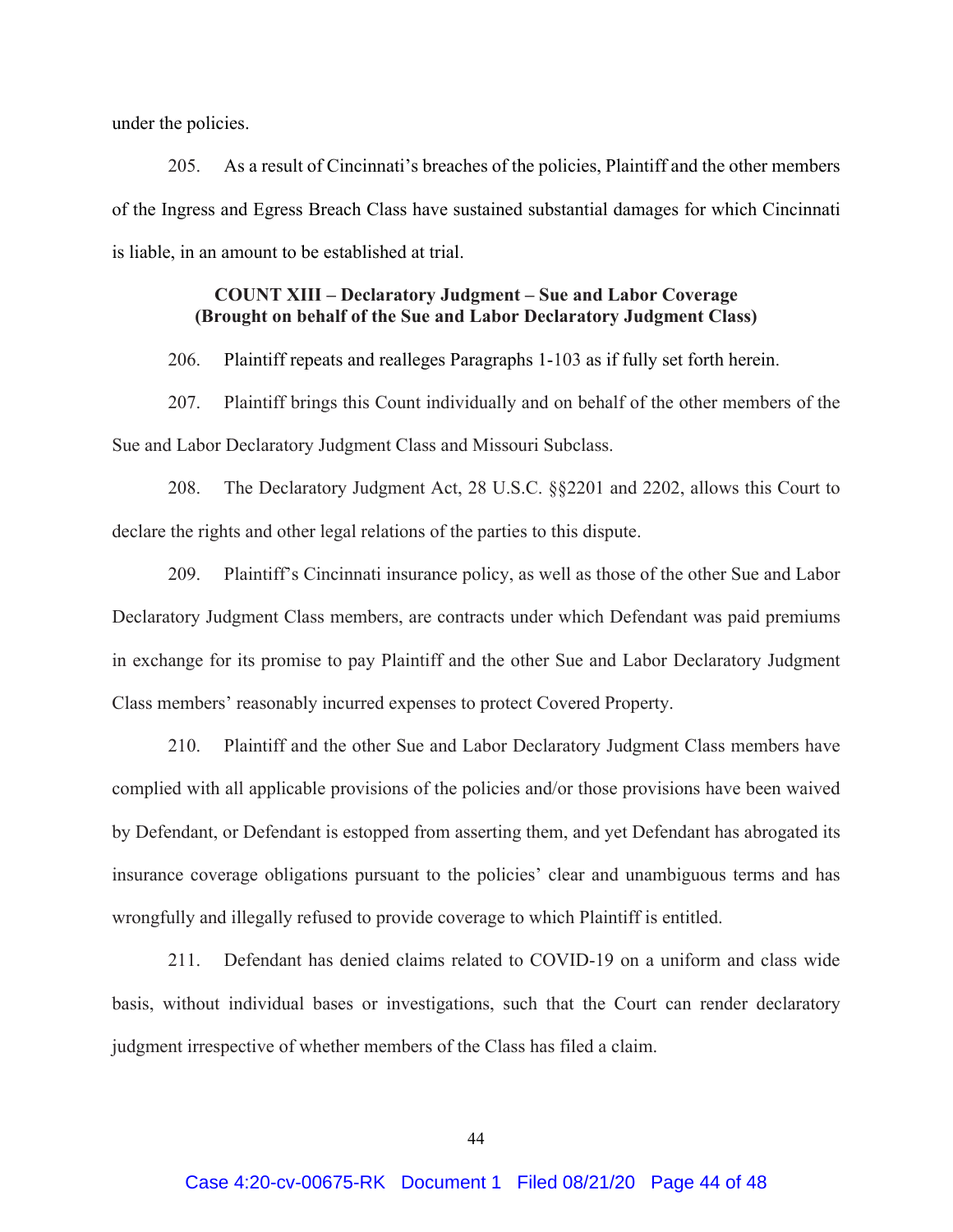under the policies.

205. As a result of Cincinnati's breaches of the policies, Plaintiff and the other members of the Ingress and Egress Breach Class have sustained substantial damages for which Cincinnati is liable, in an amount to be established at trial.

**COUNT XIII – Declaratory Judgment – Sue and Labor Coverage**
**(Brought on behalf of the Sue and Labor Declaratory Judgment Class)**

206. Plaintiff repeats and realleges Paragraphs 1-103 as if fully set forth herein.

207. Plaintiff brings this Count individually and on behalf of the other members of the Sue and Labor Declaratory Judgment Class and Missouri Subclass.

208. The Declaratory Judgment Act, 28 U.S.C. §§2201 and 2202, allows this Court to declare the rights and other legal relations of the parties to this dispute.

209. Plaintiff's Cincinnati insurance policy, as well as those of the other Sue and Labor Declaratory Judgment Class members, are contracts under which Defendant was paid premiums in exchange for its promise to pay Plaintiff and the other Sue and Labor Declaratory Judgment Class members' reasonably incurred expenses to protect Covered Property.

210. Plaintiff and the other Sue and Labor Declaratory Judgment Class members have complied with all applicable provisions of the policies and/or those provisions have been waived by Defendant, or Defendant is estopped from asserting them, and yet Defendant has abrogated its insurance coverage obligations pursuant to the policies' clear and unambiguous terms and has wrongfully and illegally refused to provide coverage to which Plaintiff is entitled.

211. Defendant has denied claims related to COVID-19 on a uniform and class wide basis, without individual bases or investigations, such that the Court can render declaratory judgment irrespective of whether members of the Class has filed a claim.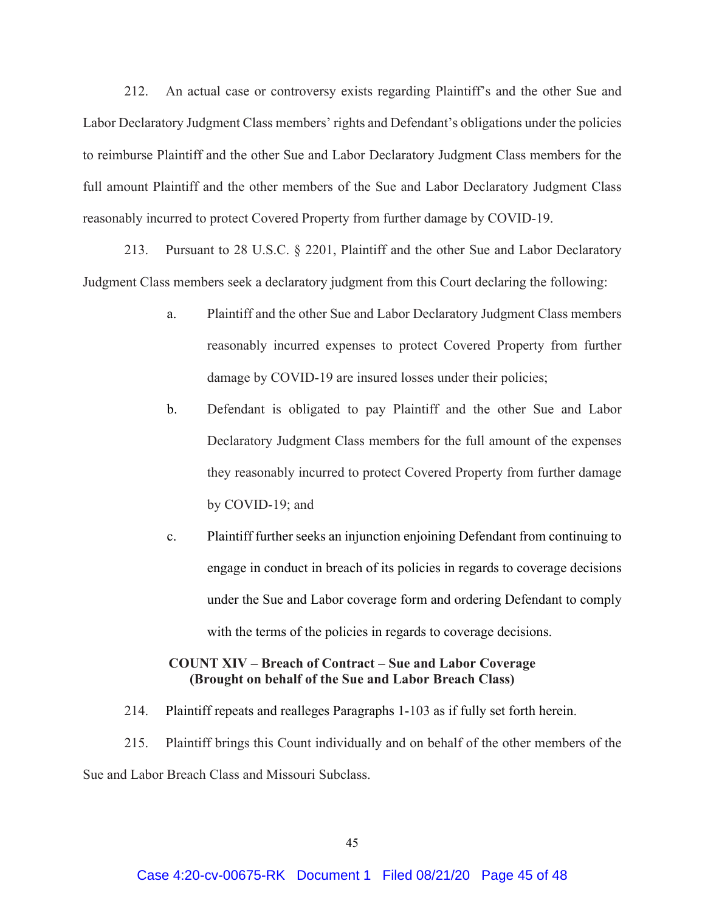212. An actual case or controversy exists regarding Plaintiff's and the other Sue and Labor Declaratory Judgment Class members' rights and Defendant's obligations under the policies to reimburse Plaintiff and the other Sue and Labor Declaratory Judgment Class members for the full amount Plaintiff and the other members of the Sue and Labor Declaratory Judgment Class reasonably incurred to protect Covered Property from further damage by COVID-19.

213. Pursuant to 28 U.S.C. § 2201, Plaintiff and the other Sue and Labor Declaratory Judgment Class members seek a declaratory judgment from this Court declaring the following:

> a. Plaintiff and the other Sue and Labor Declaratory Judgment Class members reasonably incurred expenses to protect Covered Property from further damage by COVID-19 are insured losses under their policies;
>
> b. Defendant is obligated to pay Plaintiff and the other Sue and Labor Declaratory Judgment Class members for the full amount of the expenses they reasonably incurred to protect Covered Property from further damage by COVID-19; and
>
> c. Plaintiff further seeks an injunction enjoining Defendant from continuing to engage in conduct in breach of its policies in regards to coverage decisions under the Sue and Labor coverage form and ordering Defendant to comply with the terms of the policies in regards to coverage decisions.

**COUNT XIV – Breach of Contract – Sue and Labor Coverage**
**(Brought on behalf of the Sue and Labor Breach Class)**

214. Plaintiff repeats and realleges Paragraphs 1-103 as if fully set forth herein.

215. Plaintiff brings this Count individually and on behalf of the other members of the Sue and Labor Breach Class and Missouri Subclass.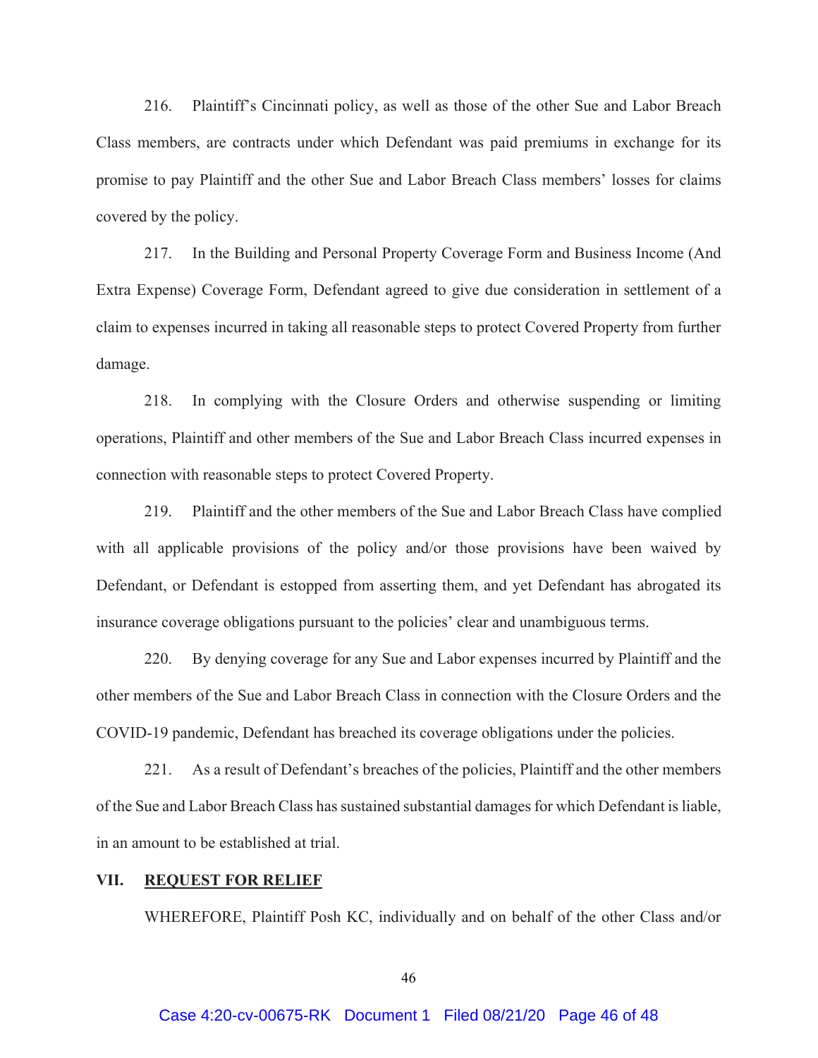216. Plaintiff's Cincinnati policy, as well as those of the other Sue and Labor Breach Class members, are contracts under which Defendant was paid premiums in exchange for its promise to pay Plaintiff and the other Sue and Labor Breach Class members' losses for claims covered by the policy.

217. In the Building and Personal Property Coverage Form and Business Income (And Extra Expense) Coverage Form, Defendant agreed to give due consideration in settlement of a claim to expenses incurred in taking all reasonable steps to protect Covered Property from further damage.

218. In complying with the Closure Orders and otherwise suspending or limiting operations, Plaintiff and other members of the Sue and Labor Breach Class incurred expenses in connection with reasonable steps to protect Covered Property.

219. Plaintiff and the other members of the Sue and Labor Breach Class have complied with all applicable provisions of the policy and/or those provisions have been waived by Defendant, or Defendant is estopped from asserting them, and yet Defendant has abrogated its insurance coverage obligations pursuant to the policies' clear and unambiguous terms.

220. By denying coverage for any Sue and Labor expenses incurred by Plaintiff and the other members of the Sue and Labor Breach Class in connection with the Closure Orders and the COVID-19 pandemic, Defendant has breached its coverage obligations under the policies.

221. As a result of Defendant's breaches of the policies, Plaintiff and the other members of the Sue and Labor Breach Class has sustained substantial damages for which Defendant is liable, in an amount to be established at trial.

## VII. REQUEST FOR RELIEF

WHEREFORE, Plaintiff Posh KC, individually and on behalf of the other Class and/or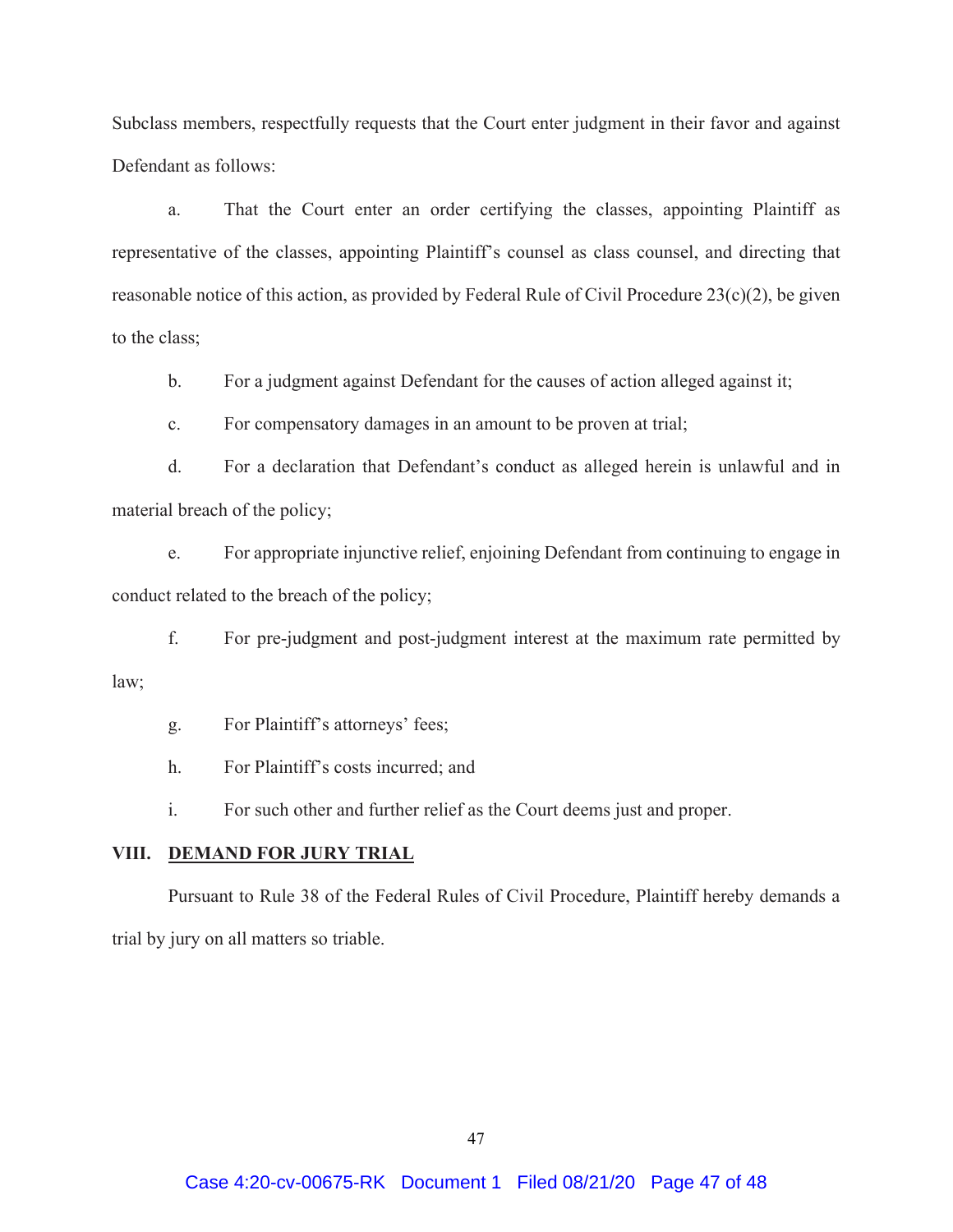Subclass members, respectfully requests that the Court enter judgment in their favor and against Defendant as follows:

a. That the Court enter an order certifying the classes, appointing Plaintiff as representative of the classes, appointing Plaintiff's counsel as class counsel, and directing that reasonable notice of this action, as provided by Federal Rule of Civil Procedure 23(c)(2), be given to the class;

b. For a judgment against Defendant for the causes of action alleged against it;

c. For compensatory damages in an amount to be proven at trial;

d. For a declaration that Defendant's conduct as alleged herein is unlawful and in material breach of the policy;

e. For appropriate injunctive relief, enjoining Defendant from continuing to engage in conduct related to the breach of the policy;

f. For pre-judgment and post-judgment interest at the maximum rate permitted by law;

g. For Plaintiff's attorneys' fees;

h. For Plaintiff's costs incurred; and

i. For such other and further relief as the Court deems just and proper.

## VIII. DEMAND FOR JURY TRIAL

Pursuant to Rule 38 of the Federal Rules of Civil Procedure, Plaintiff hereby demands a trial by jury on all matters so triable.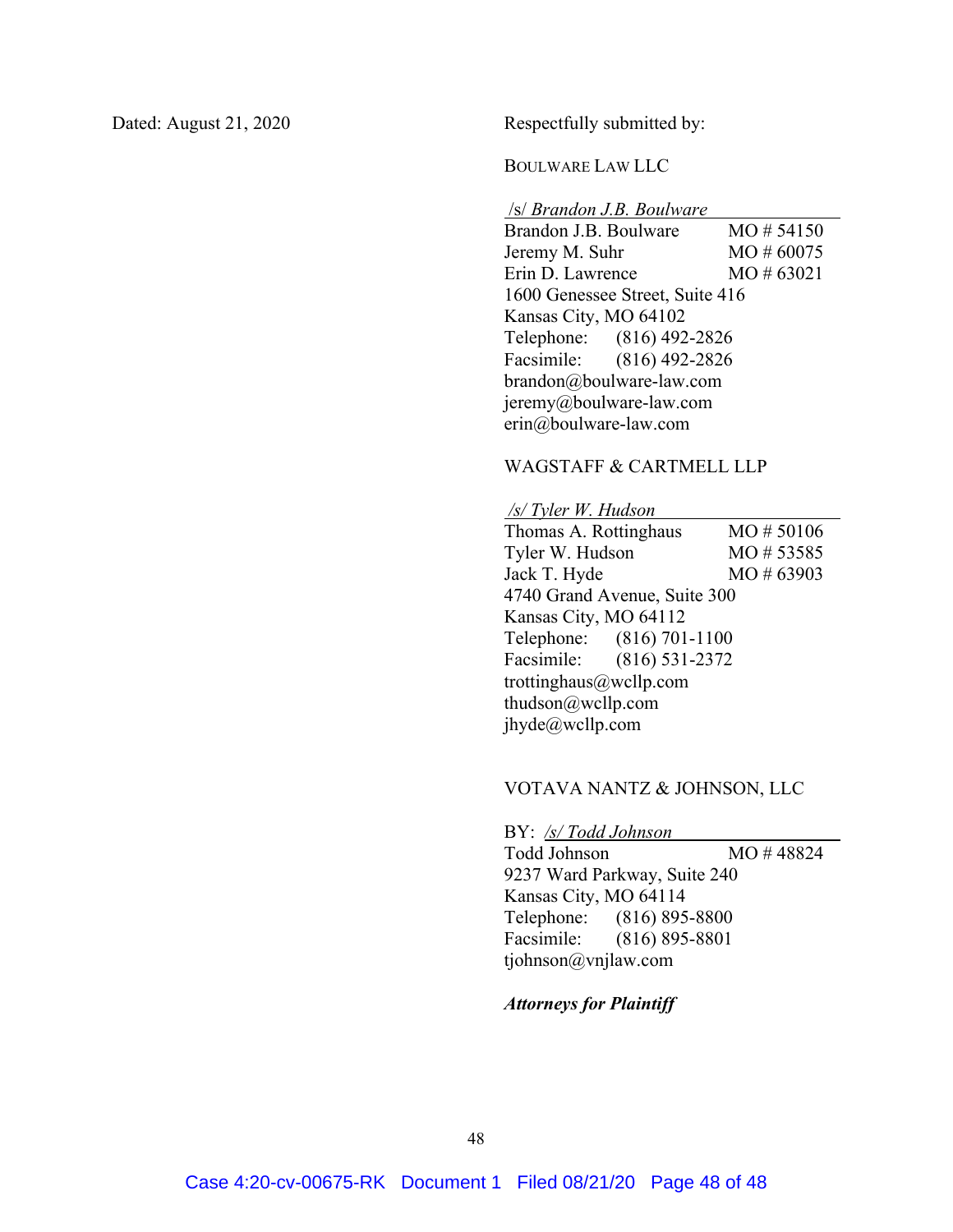Dated: August 21, 2020

Respectfully submitted by:

BOULWARE LAW LLC

/s/ *Brandon J.B. Boulware*

Brandon J.B. Boulware MO # 54150
Jeremy M. Suhr MO # 60075
Erin D. Lawrence MO # 63021
1600 Genessee Street, Suite 416
Kansas City, MO 64102
Telephone: (816) 492-2826
Facsimile: (816) 492-2826
brandon@boulware-law.com
jeremy@boulware-law.com
erin@boulware-law.com

WAGSTAFF & CARTMELL LLP

*/s/ Tyler W. Hudson*

Thomas A. Rottinghaus MO # 50106
Tyler W. Hudson MO # 53585
Jack T. Hyde MO # 63903
4740 Grand Avenue, Suite 300
Kansas City, MO 64112
Telephone: (816) 701-1100
Facsimile: (816) 531-2372
trottinghaus@wcllp.com
thudson@wcllp.com
jhyde@wcllp.com

VOTAVA NANTZ & JOHNSON, LLC

BY: */s/ Todd Johnson*

Todd Johnson MO # 48824
9237 Ward Parkway, Suite 240
Kansas City, MO 64114
Telephone: (816) 895-8800
Facsimile: (816) 895-8801
tjohnson@vnjlaw.com

***Attorneys for Plaintiff***